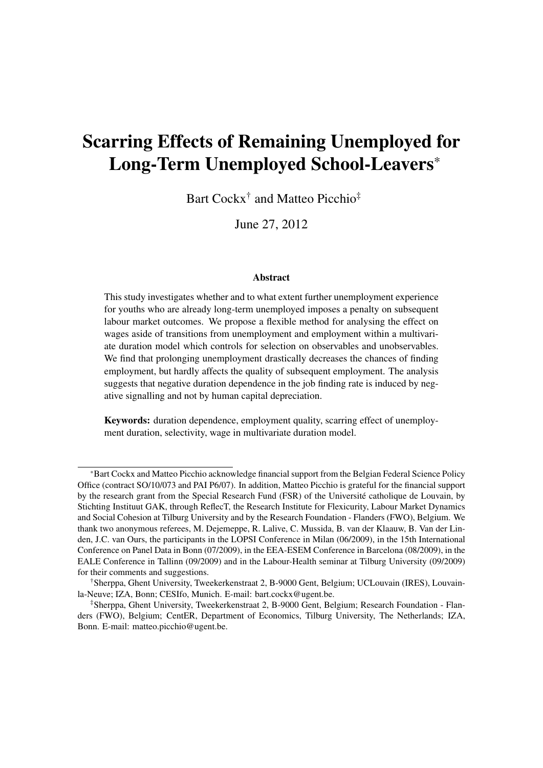# Scarring Effects of Remaining Unemployed for Long-Term Unemployed School-Leavers*

Bart Cockx† and Matteo Picchio‡

June 27, 2012

### Abstract

This study investigates whether and to what extent further unemployment experience for youths who are already long-term unemployed imposes a penalty on subsequent labour market outcomes. We propose a flexible method for analysing the effect on wages aside of transitions from unemployment and employment within a multivariate duration model which controls for selection on observables and unobservables. We find that prolonging unemployment drastically decreases the chances of finding employment, but hardly affects the quality of subsequent employment. The analysis suggests that negative duration dependence in the job finding rate is induced by negative signalling and not by human capital depreciation.

**Keywords:** duration dependence, employment quality, scarring effect of unemployment duration, selectivity, wage in multivariate duration model.

---

*Bart Cockx and Matteo Picchio acknowledge financial support from the Belgian Federal Science Policy Office (contract SO/10/073 and PAI P6/07). In addition, Matteo Picchio is grateful for the financial support by the research grant from the Special Research Fund (FSR) of the Université catholique de Louvain, by Stichting Instituut GAK, through ReflecT, the Research Institute for Flexicurity, Labour Market Dynamics and Social Cohesion at Tilburg University and by the Research Foundation - Flanders (FWO), Belgium. We thank two anonymous referees, M. Dejemeppe, R. Lalive, C. Mussida, B. van der Klaauw, B. Van der Linden, J.C. van Ours, the participants in the LOPSI Conference in Milan (06/2009), in the 15th International Conference on Panel Data in Bonn (07/2009), in the EEA-ESEM Conference in Barcelona (08/2009), in the EALE Conference in Tallinn (09/2009) and in the Labour-Health seminar at Tilburg University (09/2009) for their comments and suggestions.

†Sherppa, Ghent University, Tweekerkenstraat 2, B-9000 Gent, Belgium; UCLouvain (IRES), Louvain-la-Neuve; IZA, Bonn; CESIfo, Munich. E-mail: bart.cockx@ugent.be.

‡Sherppa, Ghent University, Tweekerkenstraat 2, B-9000 Gent, Belgium; Research Foundation - Flanders (FWO), Belgium; CentER, Department of Economics, Tilburg University, The Netherlands; IZA, Bonn. E-mail: matteo.picchio@ugent.be.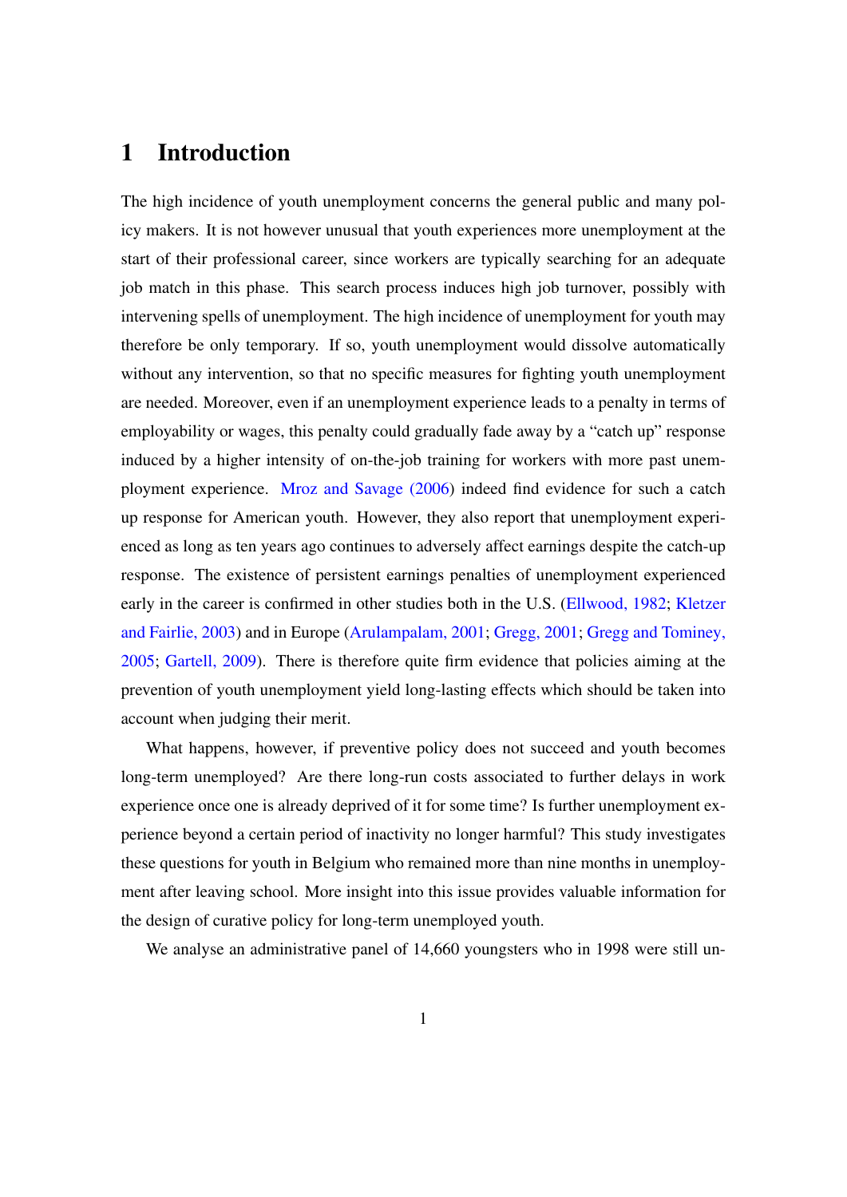# 1 Introduction

The high incidence of youth unemployment concerns the general public and many policy makers. It is not however unusual that youth experiences more unemployment at the start of their professional career, since workers are typically searching for an adequate job match in this phase. This search process induces high job turnover, possibly with intervening spells of unemployment. The high incidence of unemployment for youth may therefore be only temporary. If so, youth unemployment would dissolve automatically without any intervention, so that no specific measures for fighting youth unemployment are needed. Moreover, even if an unemployment experience leads to a penalty in terms of employability or wages, this penalty could gradually fade away by a "catch up" response induced by a higher intensity of on-the-job training for workers with more past unemployment experience. Mroz and Savage (2006) indeed find evidence for such a catch up response for American youth. However, they also report that unemployment experienced as long as ten years ago continues to adversely affect earnings despite the catch-up response. The existence of persistent earnings penalties of unemployment experienced early in the career is confirmed in other studies both in the U.S. (Ellwood, 1982; Kletzer and Fairlie, 2003) and in Europe (Arulampalam, 2001; Gregg, 2001; Gregg and Tominey, 2005; Gartell, 2009). There is therefore quite firm evidence that policies aiming at the prevention of youth unemployment yield long-lasting effects which should be taken into account when judging their merit.

What happens, however, if preventive policy does not succeed and youth becomes long-term unemployed? Are there long-run costs associated to further delays in work experience once one is already deprived of it for some time? Is further unemployment experience beyond a certain period of inactivity no longer harmful? This study investigates these questions for youth in Belgium who remained more than nine months in unemployment after leaving school. More insight into this issue provides valuable information for the design of curative policy for long-term unemployed youth.

We analyse an administrative panel of 14,660 youngsters who in 1998 were still un-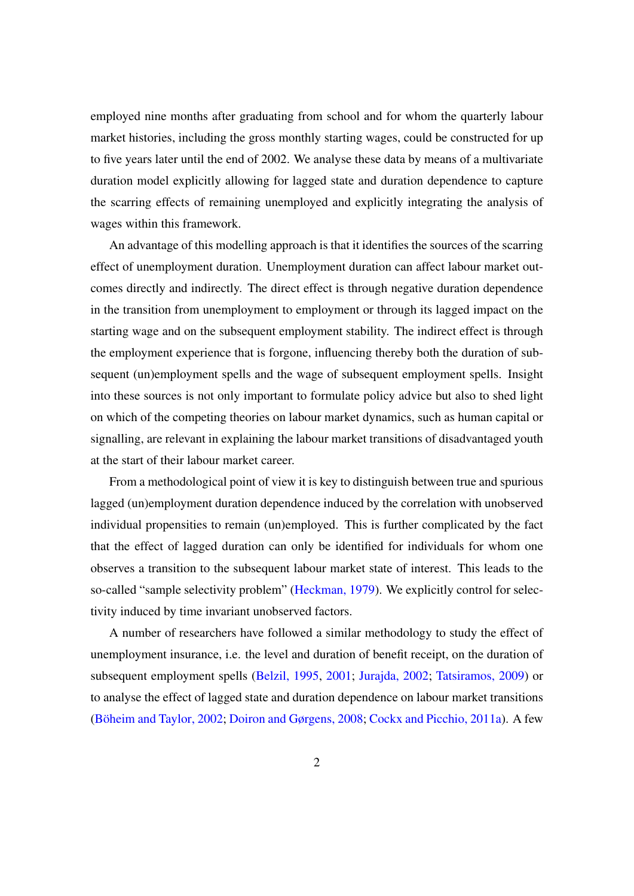employed nine months after graduating from school and for whom the quarterly labour market histories, including the gross monthly starting wages, could be constructed for up to five years later until the end of 2002. We analyse these data by means of a multivariate duration model explicitly allowing for lagged state and duration dependence to capture the scarring effects of remaining unemployed and explicitly integrating the analysis of wages within this framework.

An advantage of this modelling approach is that it identifies the sources of the scarring effect of unemployment duration. Unemployment duration can affect labour market outcomes directly and indirectly. The direct effect is through negative duration dependence in the transition from unemployment to employment or through its lagged impact on the starting wage and on the subsequent employment stability. The indirect effect is through the employment experience that is forgone, influencing thereby both the duration of subsequent (un)employment spells and the wage of subsequent employment spells. Insight into these sources is not only important to formulate policy advice but also to shed light on which of the competing theories on labour market dynamics, such as human capital or signalling, are relevant in explaining the labour market transitions of disadvantaged youth at the start of their labour market career.

From a methodological point of view it is key to distinguish between true and spurious lagged (un)employment duration dependence induced by the correlation with unobserved individual propensities to remain (un)employed. This is further complicated by the fact that the effect of lagged duration can only be identified for individuals for whom one observes a transition to the subsequent labour market state of interest. This leads to the so-called "sample selectivity problem" (Heckman, 1979). We explicitly control for selectivity induced by time invariant unobserved factors.

A number of researchers have followed a similar methodology to study the effect of unemployment insurance, i.e. the level and duration of benefit receipt, on the duration of subsequent employment spells (Belzil, 1995, 2001; Jurajda, 2002; Tatsiramos, 2009) or to analyse the effect of lagged state and duration dependence on labour market transitions (Böheim and Taylor, 2002; Doiron and Gørgens, 2008; Cockx and Picchio, 2011a). A few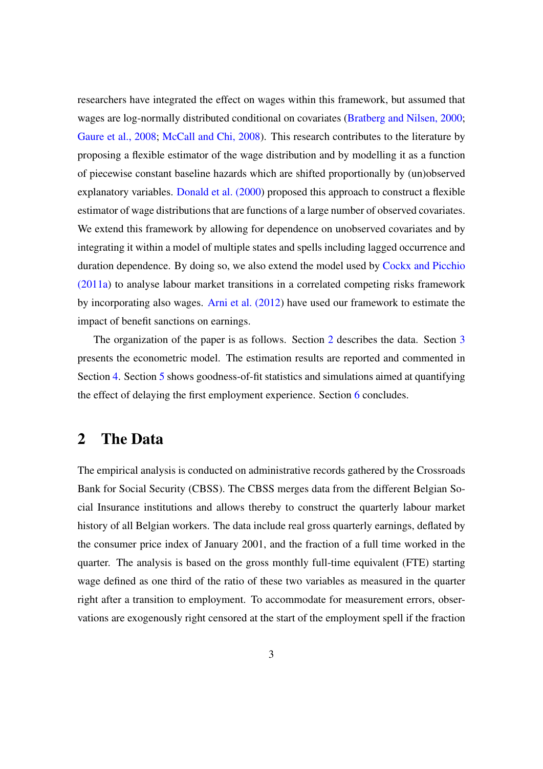researchers have integrated the effect on wages within this framework, but assumed that wages are log-normally distributed conditional on covariates (Bratberg and Nilsen, 2000; Gaure et al., 2008; McCall and Chi, 2008). This research contributes to the literature by proposing a flexible estimator of the wage distribution and by modelling it as a function of piecewise constant baseline hazards which are shifted proportionally by (un)observed explanatory variables. Donald et al. (2000) proposed this approach to construct a flexible estimator of wage distributions that are functions of a large number of observed covariates. We extend this framework by allowing for dependence on unobserved covariates and by integrating it within a model of multiple states and spells including lagged occurrence and duration dependence. By doing so, we also extend the model used by Cockx and Picchio (2011a) to analyse labour market transitions in a correlated competing risks framework by incorporating also wages. Arni et al. (2012) have used our framework to estimate the impact of benefit sanctions on earnings.

The organization of the paper is as follows. Section 2 describes the data. Section 3 presents the econometric model. The estimation results are reported and commented in Section 4. Section 5 shows goodness-of-fit statistics and simulations aimed at quantifying the effect of delaying the first employment experience. Section 6 concludes.

## 2 The Data

The empirical analysis is conducted on administrative records gathered by the Crossroads Bank for Social Security (CBSS). The CBSS merges data from the different Belgian Social Insurance institutions and allows thereby to construct the quarterly labour market history of all Belgian workers. The data include real gross quarterly earnings, deflated by the consumer price index of January 2001, and the fraction of a full time worked in the quarter. The analysis is based on the gross monthly full-time equivalent (FTE) starting wage defined as one third of the ratio of these two variables as measured in the quarter right after a transition to employment. To accommodate for measurement errors, observations are exogenously right censored at the start of the employment spell if the fraction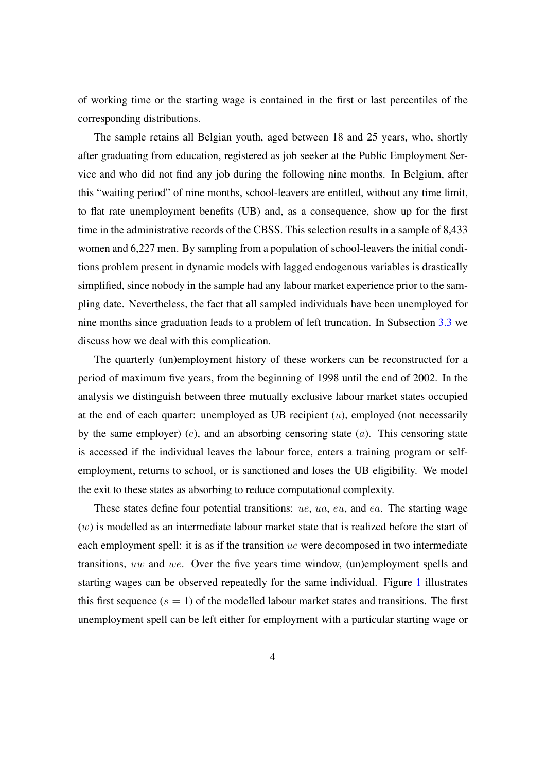of working time or the starting wage is contained in the first or last percentiles of the corresponding distributions.

The sample retains all Belgian youth, aged between 18 and 25 years, who, shortly after graduating from education, registered as job seeker at the Public Employment Service and who did not find any job during the following nine months. In Belgium, after this "waiting period" of nine months, school-leavers are entitled, without any time limit, to flat rate unemployment benefits (UB) and, as a consequence, show up for the first time in the administrative records of the CBSS. This selection results in a sample of 8,433 women and 6,227 men. By sampling from a population of school-leavers the initial conditions problem present in dynamic models with lagged endogenous variables is drastically simplified, since nobody in the sample had any labour market experience prior to the sampling date. Nevertheless, the fact that all sampled individuals have been unemployed for nine months since graduation leads to a problem of left truncation. In Subsection 3.3 we discuss how we deal with this complication.

The quarterly (un)employment history of these workers can be reconstructed for a period of maximum five years, from the beginning of 1998 until the end of 2002. In the analysis we distinguish between three mutually exclusive labour market states occupied at the end of each quarter: unemployed as UB recipient ($u$), employed (not necessarily by the same employer) ($e$), and an absorbing censoring state ($a$). This censoring state is accessed if the individual leaves the labour force, enters a training program or self-employment, returns to school, or is sanctioned and loses the UB eligibility. We model the exit to these states as absorbing to reduce computational complexity.

These states define four potential transitions: $ue$, $ua$, $eu$, and $ea$. The starting wage ($w$) is modelled as an intermediate labour market state that is realized before the start of each employment spell: it is as if the transition $ue$ were decomposed in two intermediate transitions, $uw$ and $we$. Over the five years time window, (un)employment spells and starting wages can be observed repeatedly for the same individual. Figure 1 illustrates this first sequence ($s = 1$) of the modelled labour market states and transitions. The first unemployment spell can be left either for employment with a particular starting wage or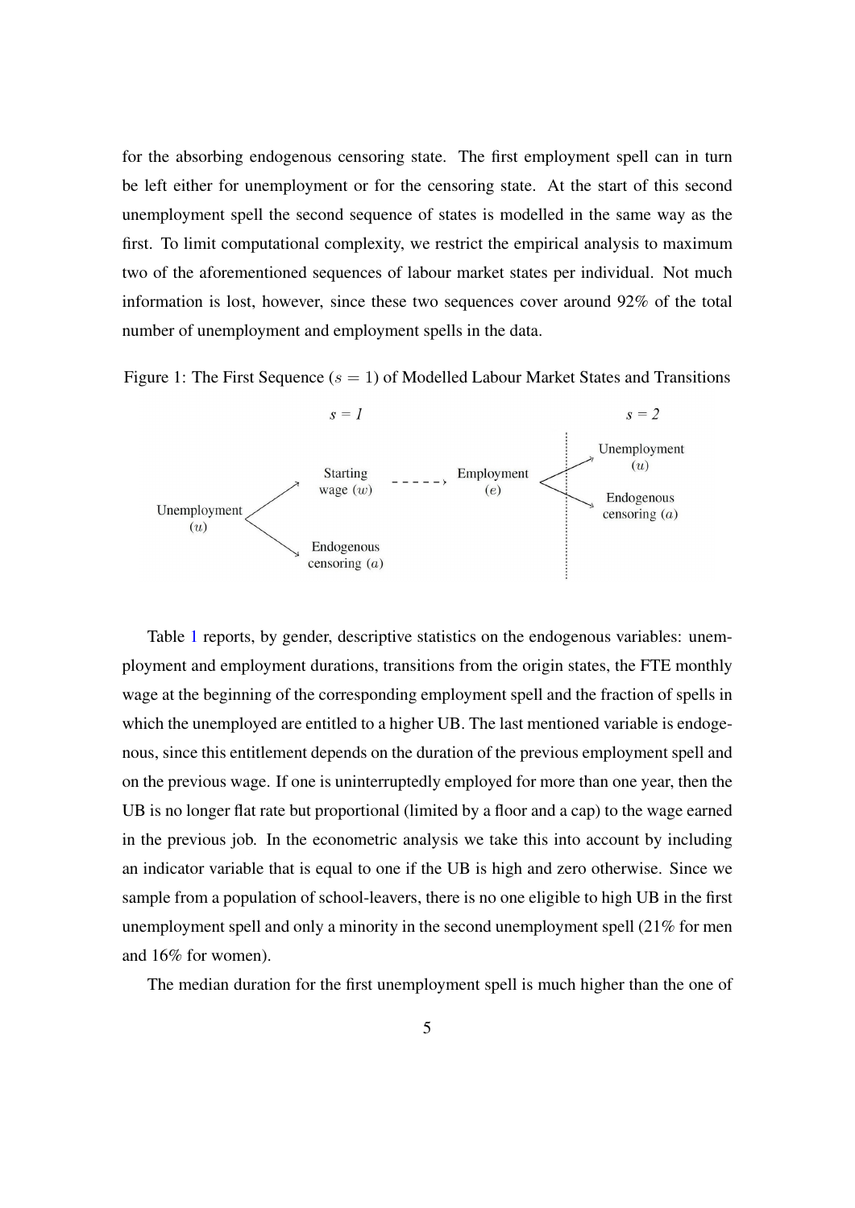for the absorbing endogenous censoring state. The first employment spell can in turn be left either for unemployment or for the censoring state. At the start of this second unemployment spell the second sequence of states is modelled in the same way as the first. To limit computational complexity, we restrict the empirical analysis to maximum two of the aforementioned sequences of labour market states per individual. Not much information is lost, however, since these two sequences cover around 92% of the total number of unemployment and employment spells in the data.

Figure 1: The First Sequence ($s = 1$) of Modelled Labour Market States and Transitions

Table 1 reports, by gender, descriptive statistics on the endogenous variables: unemployment and employment durations, transitions from the origin states, the FTE monthly wage at the beginning of the corresponding employment spell and the fraction of spells in which the unemployed are entitled to a higher UB. The last mentioned variable is endogenous, since this entitlement depends on the duration of the previous employment spell and on the previous wage. If one is uninterruptedly employed for more than one year, then the UB is no longer flat rate but proportional (limited by a floor and a cap) to the wage earned in the previous job. In the econometric analysis we take this into account by including an indicator variable that is equal to one if the UB is high and zero otherwise. Since we sample from a population of school-leavers, there is no one eligible to high UB in the first unemployment spell and only a minority in the second unemployment spell (21% for men and 16% for women).

The median duration for the first unemployment spell is much higher than the one of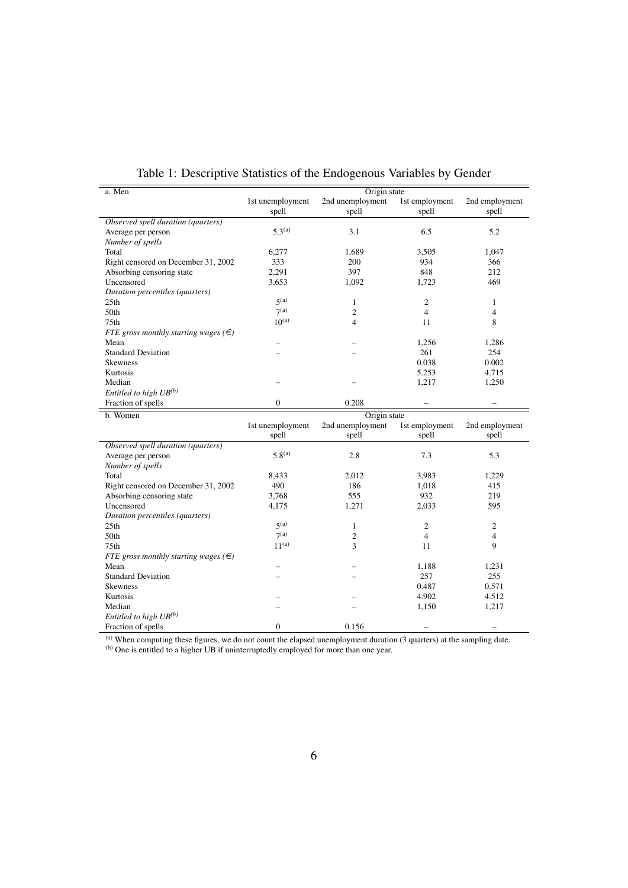Table 1: Descriptive Statistics of the Endogenous Variables by Gender

| a. Men | Origin state | | | |
|---|---|---|---|---|
| | 1st unemployment spell | 2nd unemployment spell | 1st employment spell | 2nd employment spell |
| *Observed spell duration (quarters)* | | | | |
| Average per person | 5.3[(a)] | 3.1 | 6.5 | 5.2 |
| *Number of spells* | | | | |
| Total | 6,277 | 1,689 | 3,505 | 1,047 |
| Right censored on December 31, 2002 | 333 | 200 | 934 | 366 |
| Absorbing censoring state | 2,291 | 397 | 848 | 212 |
| Uncensored | 3,653 | 1,092 | 1,723 | 469 |
| *Duration percentiles (quarters)* | | | | |
| 25th | 5[(a)] | 1 | 2 | 1 |
| 50th | 7[(a)] | 2 | 4 | 4 |
| 75th | 10[(a)] | 4 | 11 | 8 |
| *FTE gross monthly starting wages (€)* | | | | |
| Mean | – | – | 1,256 | 1,286 |
| Standard Deviation | – | – | 261 | 254 |
| Skewness | | | 0.038 | 0.002 |
| Kurtosis | | | 5.253 | 4.715 |
| Median | – | – | 1,217 | 1,250 |
| *Entitled to high UB[(b)]* | | | | |
| Fraction of spells | 0 | 0.208 | – | – |

| b. Women | Origin state | | | |
|---|---|---|---|---|
| | 1st unemployment spell | 2nd unemployment spell | 1st employment spell | 2nd employment spell |
| *Observed spell duration (quarters)* | | | | |
| Average per person | 5.8[(a)] | 2.8 | 7.3 | 5.3 |
| *Number of spells* | | | | |
| Total | 8,433 | 2,012 | 3,983 | 1,229 |
| Right censored on December 31, 2002 | 490 | 186 | 1,018 | 415 |
| Absorbing censoring state | 3,768 | 555 | 932 | 219 |
| Uncensored | 4,175 | 1,271 | 2,033 | 595 |
| *Duration percentiles (quarters)* | | | | |
| 25th | 5[(a)] | 1 | 2 | 2 |
| 50th | 7[(a)] | 2 | 4 | 4 |
| 75th | 11[(a)] | 3 | 11 | 9 |
| *FTE gross monthly starting wages (€)* | | | | |
| Mean | – | – | 1,188 | 1,231 |
| Standard Deviation | – | – | 257 | 255 |
| Skewness | | | 0.487 | 0.571 |
| Kurtosis | – | – | 4.902 | 4.512 |
| Median | – | – | 1,150 | 1,217 |
| *Entitled to high UB[(b)]* | | | | |
| Fraction of spells | 0 | 0.156 | – | – |

[(a)] When computing these figures, we do not count the elapsed unemployment duration (3 quarters) at the sampling date.
[(b)] One is entitled to a higher UB if uninterruptedly employed for more than one year.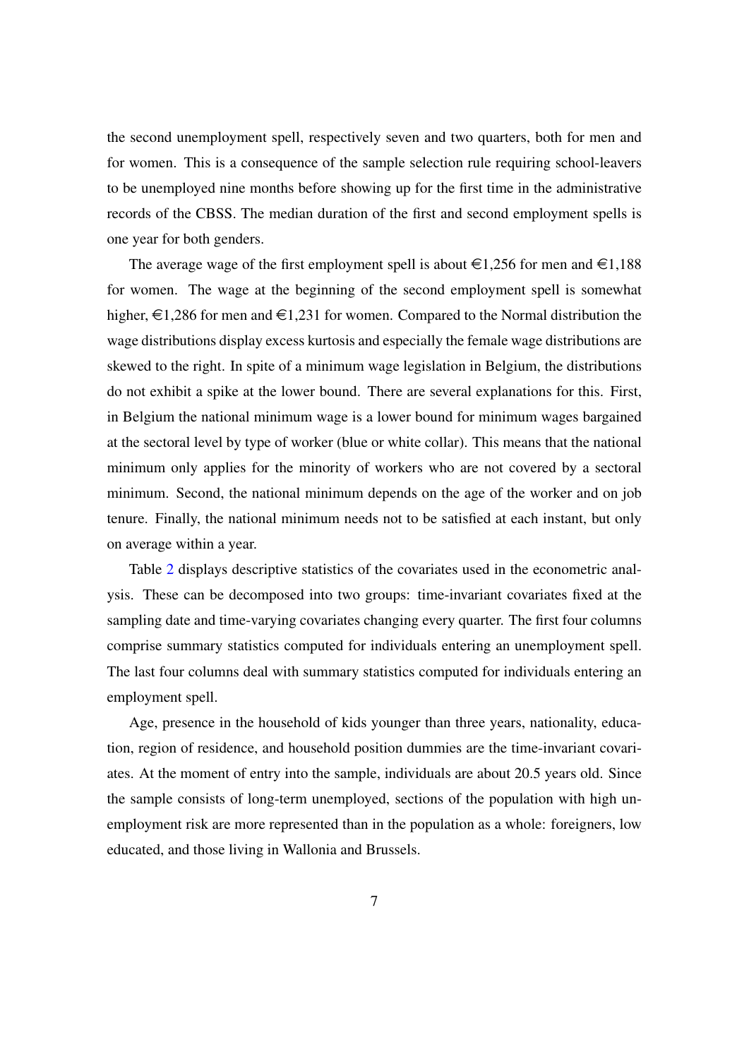the second unemployment spell, respectively seven and two quarters, both for men and for women. This is a consequence of the sample selection rule requiring school-leavers to be unemployed nine months before showing up for the first time in the administrative records of the CBSS. The median duration of the first and second employment spells is one year for both genders.

The average wage of the first employment spell is about €1,256 for men and €1,188 for women. The wage at the beginning of the second employment spell is somewhat higher, €1,286 for men and €1,231 for women. Compared to the Normal distribution the wage distributions display excess kurtosis and especially the female wage distributions are skewed to the right. In spite of a minimum wage legislation in Belgium, the distributions do not exhibit a spike at the lower bound. There are several explanations for this. First, in Belgium the national minimum wage is a lower bound for minimum wages bargained at the sectoral level by type of worker (blue or white collar). This means that the national minimum only applies for the minority of workers who are not covered by a sectoral minimum. Second, the national minimum depends on the age of the worker and on job tenure. Finally, the national minimum needs not to be satisfied at each instant, but only on average within a year.

Table 2 displays descriptive statistics of the covariates used in the econometric analysis. These can be decomposed into two groups: time-invariant covariates fixed at the sampling date and time-varying covariates changing every quarter. The first four columns comprise summary statistics computed for individuals entering an unemployment spell. The last four columns deal with summary statistics computed for individuals entering an employment spell.

Age, presence in the household of kids younger than three years, nationality, education, region of residence, and household position dummies are the time-invariant covariates. At the moment of entry into the sample, individuals are about 20.5 years old. Since the sample consists of long-term unemployed, sections of the population with high unemployment risk are more represented than in the population as a whole: foreigners, low educated, and those living in Wallonia and Brussels.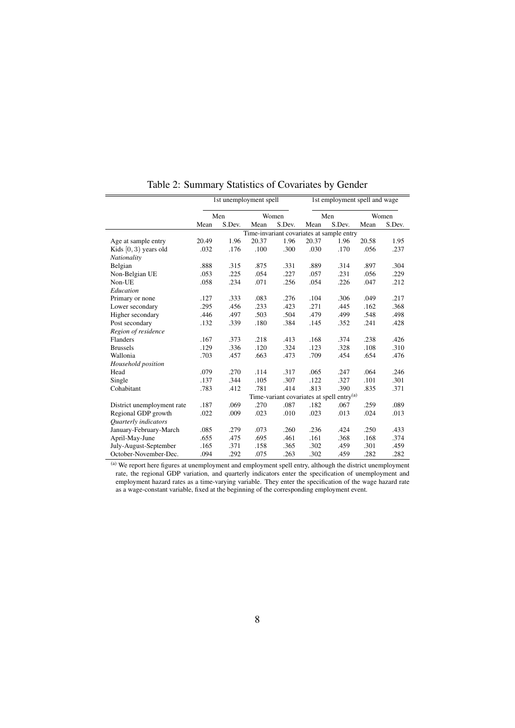# Table 2: Summary Statistics of Covariates by Gender

| | 1st unemployment spell | | | | 1st employment spell and wage | | | |
|---|---|---|---|---|---|---|---|---|
| | Men | | Women | | Men | | Women | |
| | Mean | S.Dev. | Mean | S.Dev. | Mean | S.Dev. | Mean | S.Dev. |
| | Time-invariant covariates at sample entry | | | | | | | |
| Age at sample entry | 20.49 | 1.96 | 20.37 | 1.96 | 20.37 | 1.96 | 20.58 | 1.95 |
| Kids $[0, 3)$ years old | .032 | .176 | .100 | .300 | .030 | .170 | .056 | .237 |
| *Nationality* | | | | | | | | |
| Belgian | .888 | .315 | .875 | .331 | .889 | .314 | .897 | .304 |
| Non-Belgian UE | .053 | .225 | .054 | .227 | .057 | .231 | .056 | .229 |
| Non-UE | .058 | .234 | .071 | .256 | .054 | .226 | .047 | .212 |
| *Education* | | | | | | | | |
| Primary or none | .127 | .333 | .083 | .276 | .104 | .306 | .049 | .217 |
| Lower secondary | .295 | .456 | .233 | .423 | .271 | .445 | .162 | .368 |
| Higher secondary | .446 | .497 | .503 | .504 | .479 | .499 | .548 | .498 |
| Post secondary | .132 | .339 | .180 | .384 | .145 | .352 | .241 | .428 |
| *Region of residence* | | | | | | | | |
| Flanders | .167 | .373 | .218 | .413 | .168 | .374 | .238 | .426 |
| Brussels | .129 | .336 | .120 | .324 | .123 | .328 | .108 | .310 |
| Wallonia | .703 | .457 | .663 | .473 | .709 | .454 | .654 | .476 |
| *Household position* | | | | | | | | |
| Head | .079 | .270 | .114 | .317 | .065 | .247 | .064 | .246 |
| Single | .137 | .344 | .105 | .307 | .122 | .327 | .101 | .301 |
| Cohabitant | .783 | .412 | .781 | .414 | .813 | .390 | .835 | .371 |
| | Time-variant covariates at spell entry[(a)] | | | | | | | |
| District unemployment rate | .187 | .069 | .270 | .087 | .182 | .067 | .259 | .089 |
| Regional GDP growth | .022 | .009 | .023 | .010 | .023 | .013 | .024 | .013 |
| *Quarterly indicators* | | | | | | | | |
| January-February-March | .085 | .279 | .073 | .260 | .236 | .424 | .250 | .433 |
| April-May-June | .655 | .475 | .695 | .461 | .161 | .368 | .168 | .374 |
| July-August-September | .165 | .371 | .158 | .365 | .302 | .459 | .301 | .459 |
| October-November-Dec. | .094 | .292 | .075 | .263 | .302 | .459 | .282 | .282 |

[(a)] We report here figures at unemployment and employment spell entry, although the district unemployment rate, the regional GDP variation, and quarterly indicators enter the specification of unemployment and employment hazard rates as a time-varying variable. They enter the specification of the wage hazard rate as a wage-constant variable, fixed at the beginning of the corresponding employment event.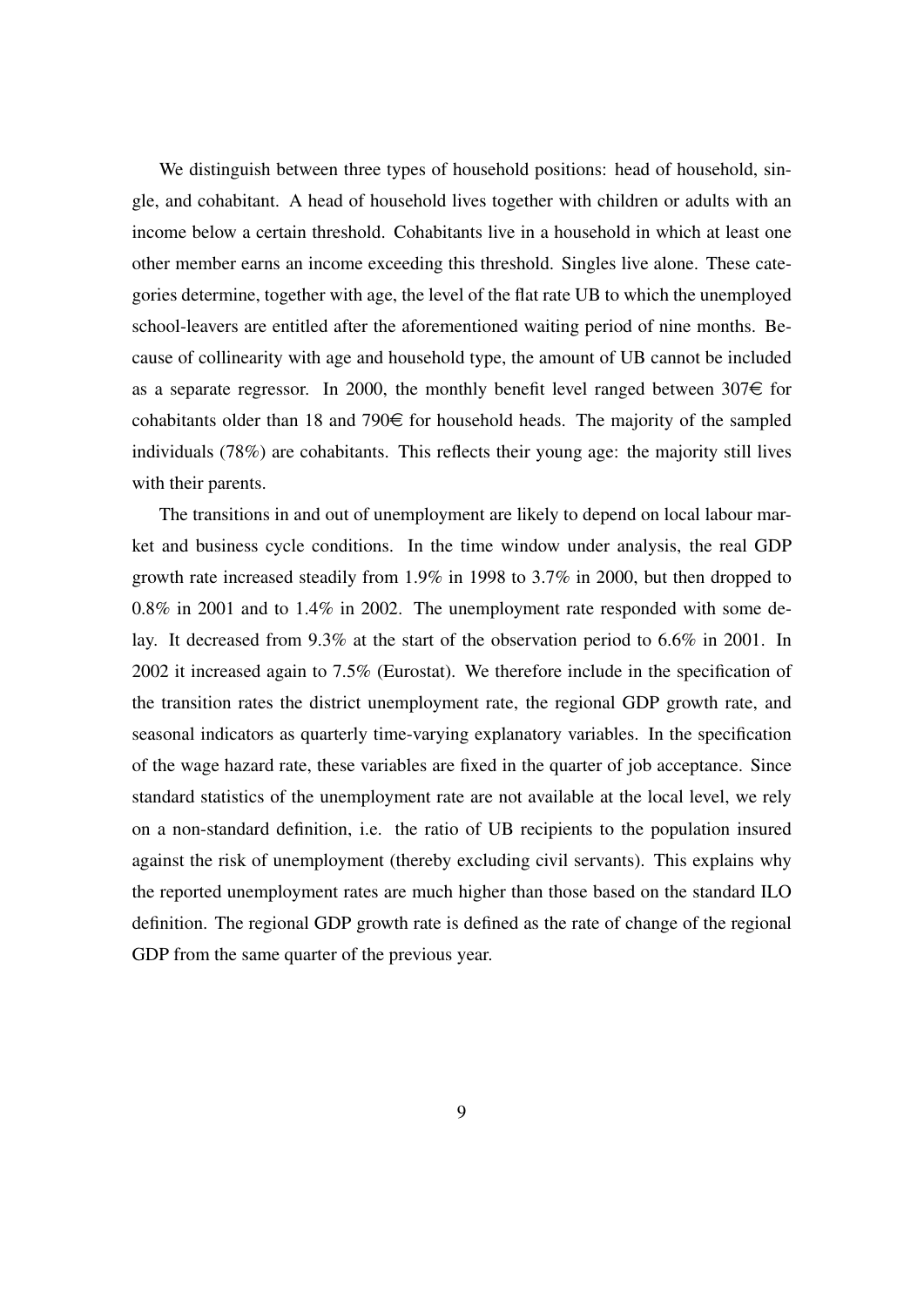We distinguish between three types of household positions: head of household, single, and cohabitant. A head of household lives together with children or adults with an income below a certain threshold. Cohabitants live in a household in which at least one other member earns an income exceeding this threshold. Singles live alone. These categories determine, together with age, the level of the flat rate UB to which the unemployed school-leavers are entitled after the aforementioned waiting period of nine months. Because of collinearity with age and household type, the amount of UB cannot be included as a separate regressor. In 2000, the monthly benefit level ranged between 307€ for cohabitants older than 18 and 790€ for household heads. The majority of the sampled individuals (78%) are cohabitants. This reflects their young age: the majority still lives with their parents.

The transitions in and out of unemployment are likely to depend on local labour market and business cycle conditions. In the time window under analysis, the real GDP growth rate increased steadily from 1.9% in 1998 to 3.7% in 2000, but then dropped to 0.8% in 2001 and to 1.4% in 2002. The unemployment rate responded with some delay. It decreased from 9.3% at the start of the observation period to 6.6% in 2001. In 2002 it increased again to 7.5% (Eurostat). We therefore include in the specification of the transition rates the district unemployment rate, the regional GDP growth rate, and seasonal indicators as quarterly time-varying explanatory variables. In the specification of the wage hazard rate, these variables are fixed in the quarter of job acceptance. Since standard statistics of the unemployment rate are not available at the local level, we rely on a non-standard definition, i.e. the ratio of UB recipients to the population insured against the risk of unemployment (thereby excluding civil servants). This explains why the reported unemployment rates are much higher than those based on the standard ILO definition. The regional GDP growth rate is defined as the rate of change of the regional GDP from the same quarter of the previous year.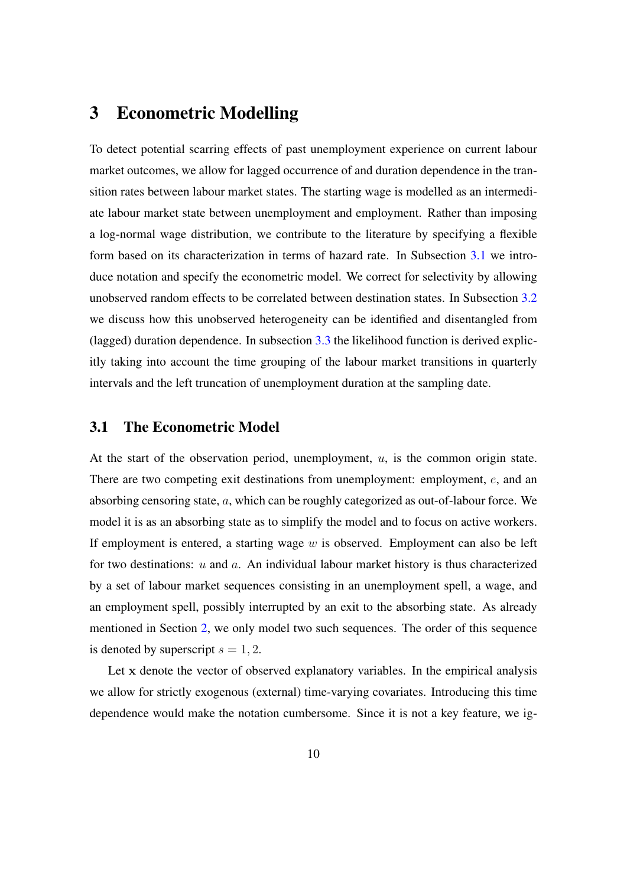# 3 Econometric Modelling

To detect potential scarring effects of past unemployment experience on current labour market outcomes, we allow for lagged occurrence of and duration dependence in the transition rates between labour market states. The starting wage is modelled as an intermediate labour market state between unemployment and employment. Rather than imposing a log-normal wage distribution, we contribute to the literature by specifying a flexible form based on its characterization in terms of hazard rate. In Subsection 3.1 we introduce notation and specify the econometric model. We correct for selectivity by allowing unobserved random effects to be correlated between destination states. In Subsection 3.2 we discuss how this unobserved heterogeneity can be identified and disentangled from (lagged) duration dependence. In subsection 3.3 the likelihood function is derived explicitly taking into account the time grouping of the labour market transitions in quarterly intervals and the left truncation of unemployment duration at the sampling date.

## 3.1 The Econometric Model

At the start of the observation period, unemployment, $u$, is the common origin state. There are two competing exit destinations from unemployment: employment, $e$, and an absorbing censoring state, $a$, which can be roughly categorized as out-of-labour force. We model it is as an absorbing state as to simplify the model and to focus on active workers. If employment is entered, a starting wage $w$ is observed. Employment can also be left for two destinations: $u$ and $a$. An individual labour market history is thus characterized by a set of labour market sequences consisting in an unemployment spell, a wage, and an employment spell, possibly interrupted by an exit to the absorbing state. As already mentioned in Section 2, we only model two such sequences. The order of this sequence is denoted by superscript $s = 1, 2$.

Let $\mathbf{x}$ denote the vector of observed explanatory variables. In the empirical analysis we allow for strictly exogenous (external) time-varying covariates. Introducing this time dependence would make the notation cumbersome. Since it is not a key feature, we ig-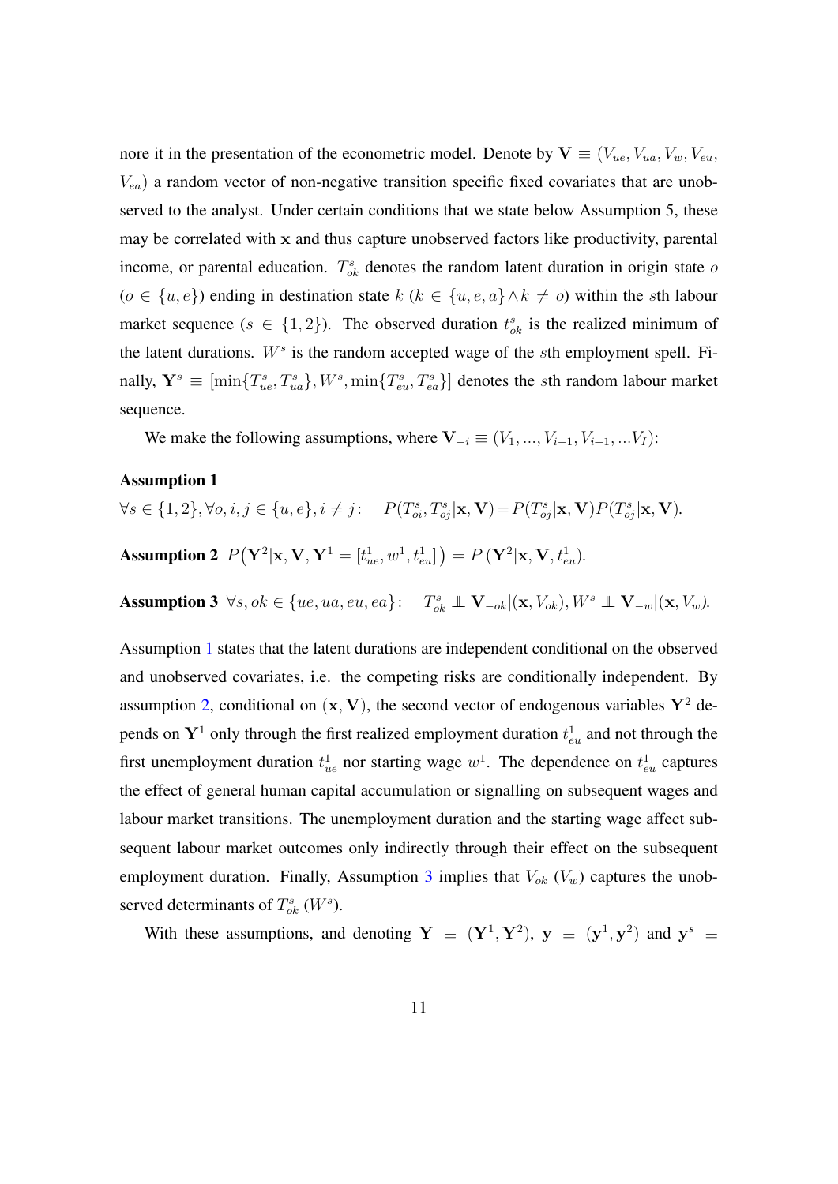nore it in the presentation of the econometric model. Denote by $\mathbf{V} \equiv (V_{ue}, V_{ua}, V_w, V_{eu}, V_{ea})$ a random vector of non-negative transition specific fixed covariates that are unobserved to the analyst. Under certain conditions that we state below Assumption 5, these may be correlated with $\mathbf{x}$ and thus capture unobserved factors like productivity, parental income, or parental education. $T^s_{ok}$ denotes the random latent duration in origin state $o$ ($o \in \{u, e\}$) ending in destination state $k$ ($k \in \{u, e, a\} \wedge k \neq o$) within the $s$th labour market sequence ($s \in \{1, 2\}$). The observed duration $t^s_{ok}$ is the realized minimum of the latent durations. $W^s$ is the random accepted wage of the $s$th employment spell. Finally, $\mathbf{Y}^s \equiv [\min\{T^s_{ue}, T^s_{ua}\}, W^s, \min\{T^s_{eu}, T^s_{ea}\}]$ denotes the $s$th random labour market sequence.

We make the following assumptions, where $\mathbf{V}_{-i} \equiv (V_1, ..., V_{i-1}, V_{i+1}, ...V_I)$:

**Assumption 1**
$\forall s \in \{1, 2\}, \forall o, i, j \in \{u, e\}, i \neq j: \quad P(T^s_{oi}, T^s_{oj}|\mathbf{x}, \mathbf{V}) = P(T^s_{oj}|\mathbf{x}, \mathbf{V})P(T^s_{oj}|\mathbf{x}, \mathbf{V})$.

**Assumption 2** $P\big(\mathbf{Y}^2|\mathbf{x}, \mathbf{V}, \mathbf{Y}^1 = [t^1_{ue}, w^1, t^1_{eu}]\big) = P\,(\mathbf{Y}^2|\mathbf{x}, \mathbf{V}, t^1_{eu})$.

**Assumption 3** $\forall s, ok \in \{ue, ua, eu, ea\}: \quad T^s_{ok} \perp\!\!\!\perp \mathbf{V}_{-ok}|(\mathbf{x}, V_{ok}), W^s \perp\!\!\!\perp \mathbf{V}_{-w}|(\mathbf{x}, V_w)$.

Assumption 1 states that the latent durations are independent conditional on the observed and unobserved covariates, i.e. the competing risks are conditionally independent. By assumption 2, conditional on $(\mathbf{x}, \mathbf{V})$, the second vector of endogenous variables $\mathbf{Y}^2$ depends on $\mathbf{Y}^1$ only through the first realized employment duration $t^1_{eu}$ and not through the first unemployment duration $t^1_{ue}$ nor starting wage $w^1$. The dependence on $t^1_{eu}$ captures the effect of general human capital accumulation or signalling on subsequent wages and labour market transitions. The unemployment duration and the starting wage affect subsequent labour market outcomes only indirectly through their effect on the subsequent employment duration. Finally, Assumption 3 implies that $V_{ok}$ ($V_w$) captures the unobserved determinants of $T^s_{ok}$ ($W^s$).

With these assumptions, and denoting $\mathbf{Y} \equiv (\mathbf{Y}^1, \mathbf{Y}^2)$, $\mathbf{y} \equiv (\mathbf{y}^1, \mathbf{y}^2)$ and $\mathbf{y}^s \equiv$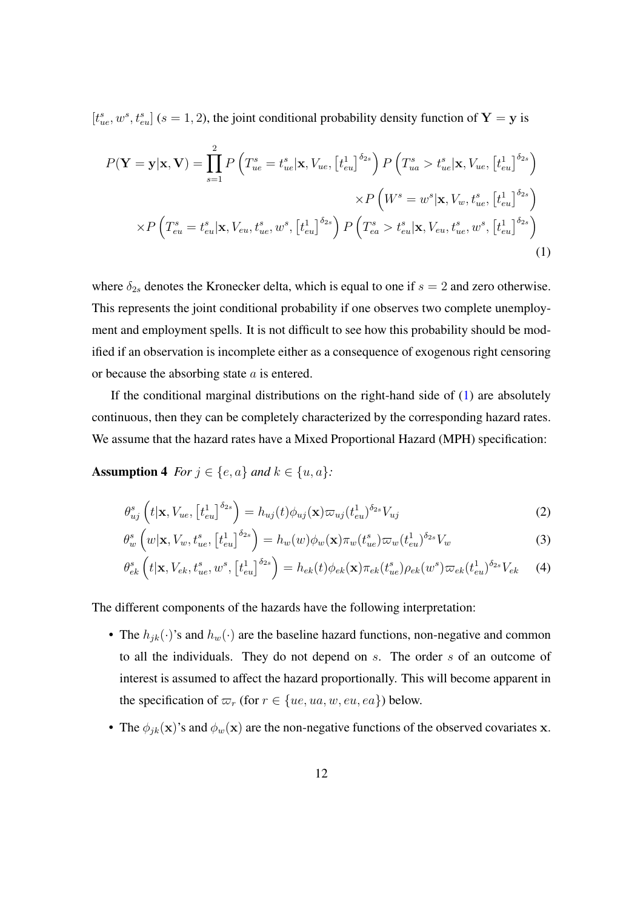$[t^s_{ue}, w^s, t^s_{eu}]$ ($s = 1, 2$), the joint conditional probability density function of $\mathbf{Y} = \mathbf{y}$ is

$$
\begin{aligned}
P(\mathbf{Y} = \mathbf{y}|\mathbf{x}, \mathbf{V}) = \prod_{s=1}^{2} P\left(T^s_{ue} = t^s_{ue}|\mathbf{x}, V_{ue}, \left[t^1_{eu}\right]^{\delta_{2s}}\right) P\left(T^s_{ua} > t^s_{ue}|\mathbf{x}, V_{ue}, \left[t^1_{eu}\right]^{\delta_{2s}}\right) \\
\times P\left(W^s = w^s|\mathbf{x}, V_w, t^s_{ue}, \left[t^1_{eu}\right]^{\delta_{2s}}\right) \\
\times P\left(T^s_{eu} = t^s_{eu}|\mathbf{x}, V_{eu}, t^s_{ue}, w^s, \left[t^1_{eu}\right]^{\delta_{2s}}\right) P\left(T^s_{ea} > t^s_{eu}|\mathbf{x}, V_{eu}, t^s_{ue}, w^s, \left[t^1_{eu}\right]^{\delta_{2s}}\right)
\end{aligned}
\tag{1}
$$

where $\delta_{2s}$ denotes the Kronecker delta, which is equal to one if $s = 2$ and zero otherwise. This represents the joint conditional probability if one observes two complete unemployment and employment spells. It is not difficult to see how this probability should be modified if an observation is incomplete either as a consequence of exogenous right censoring or because the absorbing state $a$ is entered.

If the conditional marginal distributions on the right-hand side of (1) are absolutely continuous, then they can be completely characterized by the corresponding hazard rates. We assume that the hazard rates have a Mixed Proportional Hazard (MPH) specification:

**Assumption 4** *For $j \in \{e, a\}$ and $k \in \{u, a\}$:*

$$
\theta^s_{uj}\left(t|\mathbf{x}, V_{ue}, \left[t^1_{eu}\right]^{\delta_{2s}}\right) = h_{uj}(t)\phi_{uj}(\mathbf{x})\varpi_{uj}(t^1_{eu})^{\delta_{2s}} V_{uj} \tag{2}
$$

$$
\theta^s_{w}\left(w|\mathbf{x}, V_{w}, t^s_{ue}, \left[t^1_{eu}\right]^{\delta_{2s}}\right) = h_{w}(w)\phi_{w}(\mathbf{x})\pi_{w}(t^s_{ue})\varpi_{w}(t^1_{eu})^{\delta_{2s}} V_{w} \tag{3}
$$

$$
\theta^s_{ek}\left(t|\mathbf{x}, V_{ek}, t^s_{ue}, w^s, \left[t^1_{eu}\right]^{\delta_{2s}}\right) = h_{ek}(t)\phi_{ek}(\mathbf{x})\pi_{ek}(t^s_{ue})\rho_{ek}(w^s)\varpi_{ek}(t^1_{eu})^{\delta_{2s}} V_{ek} \tag{4}
$$

The different components of the hazards have the following interpretation:

- The $h_{jk}(\cdot)$'s and $h_w(\cdot)$ are the baseline hazard functions, non-negative and common to all the individuals. They do not depend on $s$. The order $s$ of an outcome of interest is assumed to affect the hazard proportionally. This will become apparent in the specification of $\varpi_r$ (for $r \in \{ue, ua, w, eu, ea\}$) below.
- The $\phi_{jk}(\mathbf{x})$'s and $\phi_w(\mathbf{x})$ are the non-negative functions of the observed covariates $\mathbf{x}$.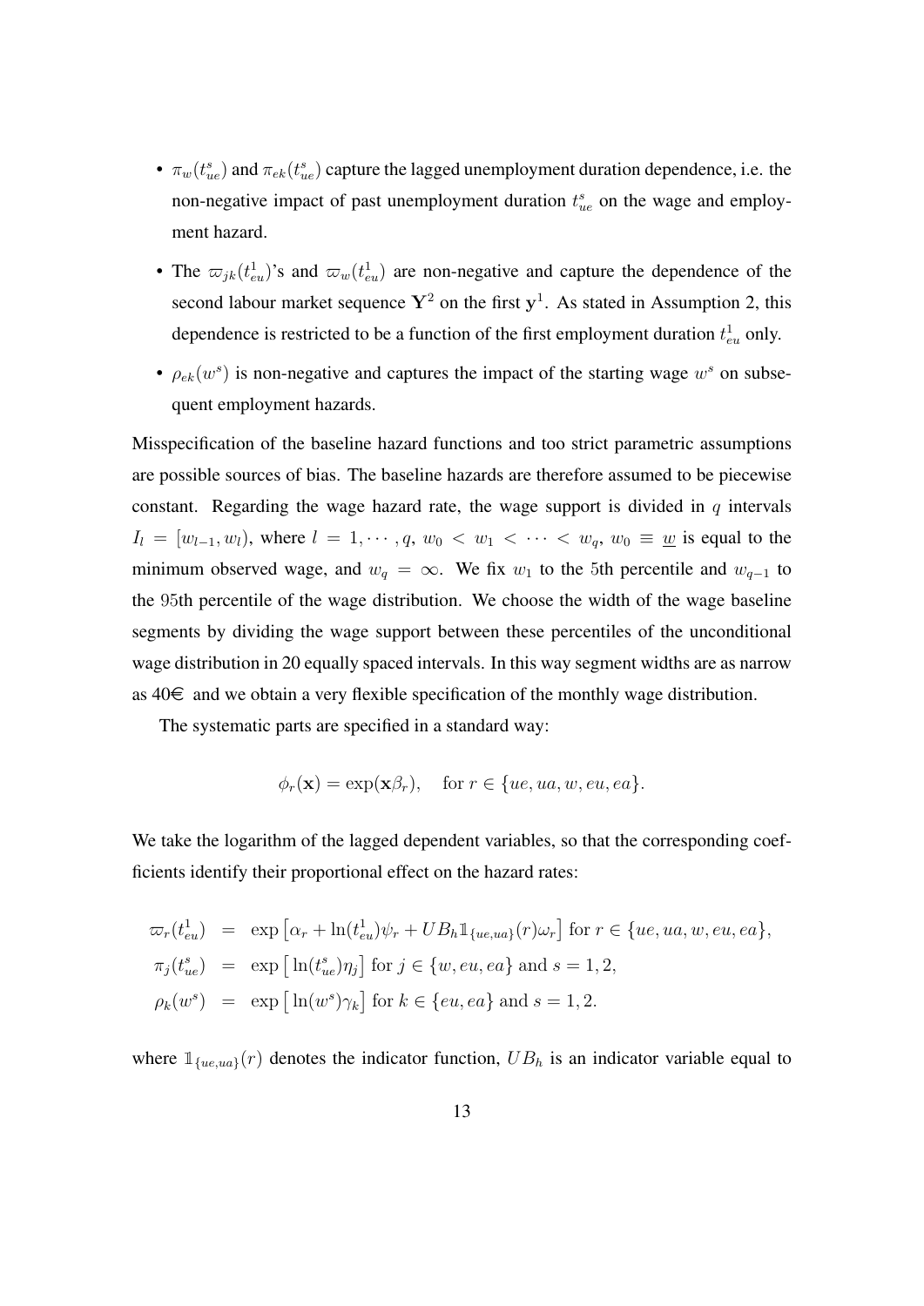- $\pi_w(t^s_{ue})$ and $\pi_{ek}(t^s_{ue})$ capture the lagged unemployment duration dependence, i.e. the non-negative impact of past unemployment duration $t^s_{ue}$ on the wage and employment hazard.
- The $\varpi_{jk}(t^1_{eu})$'s and $\varpi_w(t^1_{eu})$ are non-negative and capture the dependence of the second labour market sequence $\mathbf{Y}^2$ on the first $\mathbf{y}^1$. As stated in Assumption 2, this dependence is restricted to be a function of the first employment duration $t^1_{eu}$ only.
- $\rho_{ek}(w^s)$ is non-negative and captures the impact of the starting wage $w^s$ on subsequent employment hazards.

Misspecification of the baseline hazard functions and too strict parametric assumptions are possible sources of bias. The baseline hazards are therefore assumed to be piecewise constant. Regarding the wage hazard rate, the wage support is divided in $q$ intervals $I_l = [w_{l-1}, w_l)$, where $l = 1, \cdots, q$, $w_0 < w_1 < \cdots < w_q$, $w_0 \equiv \underline{w}$ is equal to the minimum observed wage, and $w_q = \infty$. We fix $w_1$ to the 5th percentile and $w_{q-1}$ to the 95th percentile of the wage distribution. We choose the width of the wage baseline segments by dividing the wage support between these percentiles of the unconditional wage distribution in 20 equally spaced intervals. In this way segment widths are as narrow as 40€ and we obtain a very flexible specification of the monthly wage distribution.

The systematic parts are specified in a standard way:

$$\phi_r(\mathbf{x}) = \exp(\mathbf{x}\beta_r), \quad \text{for } r \in \{ue, ua, w, eu, ea\}.$$

We take the logarithm of the lagged dependent variables, so that the corresponding coefficients identify their proportional effect on the hazard rates:

$$\begin{aligned}
\varpi_r(t^1_{eu}) &= \exp\left[\alpha_r + \ln(t^1_{eu})\psi_r + UB_h \mathbb{1}_{\{ue,ua\}}(r)\omega_r\right] \text{ for } r \in \{ue, ua, w, eu, ea\}, \\
\pi_j(t^s_{ue}) &= \exp\left[\ln(t^s_{ue})\eta_j\right] \text{ for } j \in \{w, eu, ea\} \text{ and } s = 1, 2, \\
\rho_k(w^s) &= \exp\left[\ln(w^s)\gamma_k\right] \text{ for } k \in \{eu, ea\} \text{ and } s = 1, 2.
\end{aligned}$$

where $\mathbb{1}_{\{ue,ua\}}(r)$ denotes the indicator function, $UB_h$ is an indicator variable equal to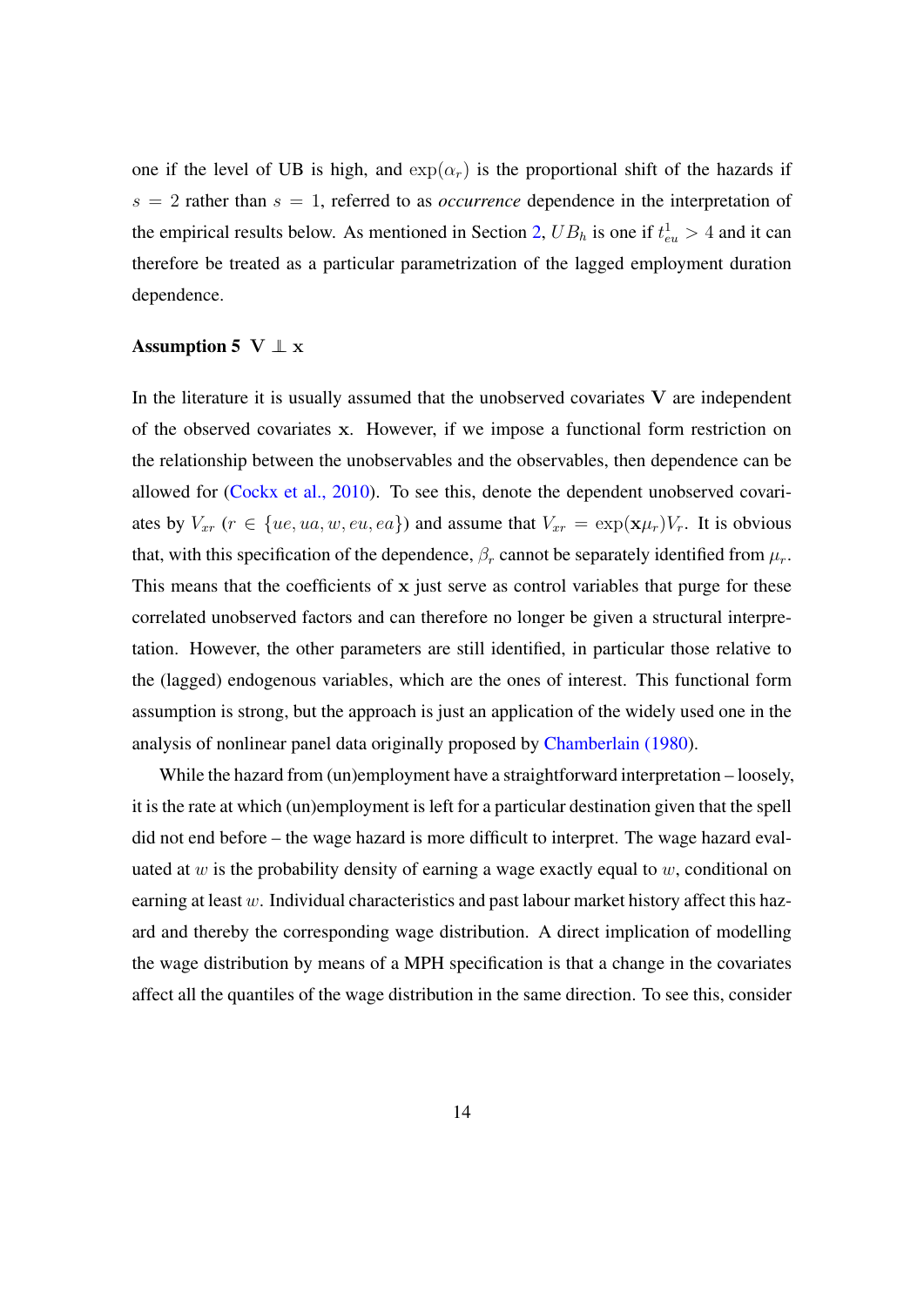one if the level of UB is high, and $\exp(\alpha_r)$ is the proportional shift of the hazards if $s = 2$ rather than $s = 1$, referred to as *occurrence* dependence in the interpretation of the empirical results below. As mentioned in Section 2, $UB_h$ is one if $t^1_{eu} > 4$ and it can therefore be treated as a particular parametrization of the lagged employment duration dependence.

**Assumption 5** $\mathbf{V} \perp\!\!\!\perp \mathbf{x}$

In the literature it is usually assumed that the unobserved covariates $\mathbf{V}$ are independent of the observed covariates $\mathbf{x}$. However, if we impose a functional form restriction on the relationship between the unobservables and the observables, then dependence can be allowed for (Cockx et al., 2010). To see this, denote the dependent unobserved covariates by $V_{xr}$ ($r \in \{ue, ua, w, eu, ea\}$) and assume that $V_{xr} = \exp(\mathbf{x}\mu_r)V_r$. It is obvious that, with this specification of the dependence, $\beta_r$ cannot be separately identified from $\mu_r$. This means that the coefficients of $\mathbf{x}$ just serve as control variables that purge for these correlated unobserved factors and can therefore no longer be given a structural interpretation. However, the other parameters are still identified, in particular those relative to the (lagged) endogenous variables, which are the ones of interest. This functional form assumption is strong, but the approach is just an application of the widely used one in the analysis of nonlinear panel data originally proposed by Chamberlain (1980).

While the hazard from (un)employment have a straightforward interpretation – loosely, it is the rate at which (un)employment is left for a particular destination given that the spell did not end before – the wage hazard is more difficult to interpret. The wage hazard evaluated at $w$ is the probability density of earning a wage exactly equal to $w$, conditional on earning at least $w$. Individual characteristics and past labour market history affect this hazard and thereby the corresponding wage distribution. A direct implication of modelling the wage distribution by means of a MPH specification is that a change in the covariates affect all the quantiles of the wage distribution in the same direction. To see this, consider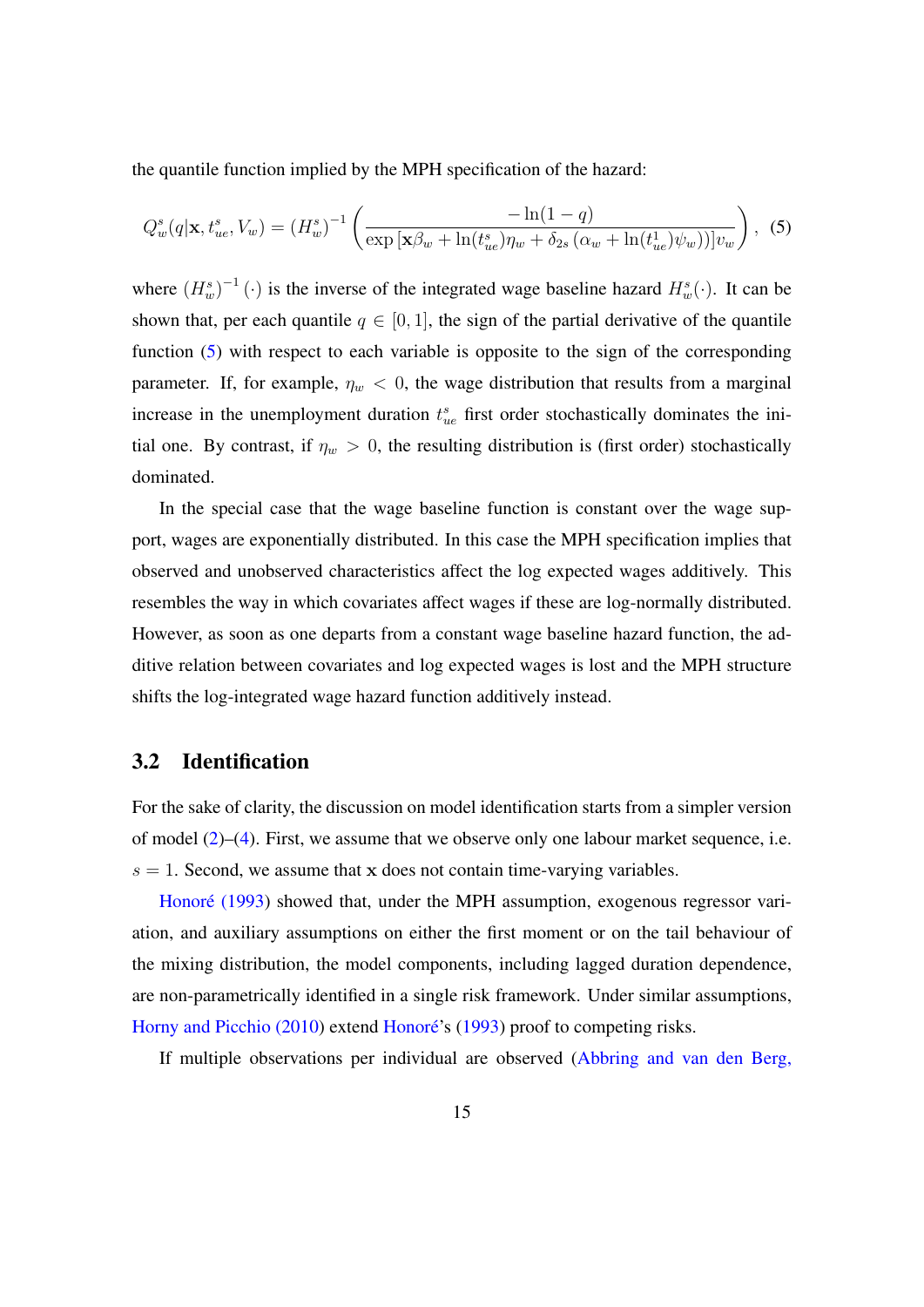the quantile function implied by the MPH specification of the hazard:

$$Q_w^s(q|\mathbf{x}, t_{ue}^s, V_w) = \left(H_w^s\right)^{-1}\left(\frac{-\ln(1-q)}{\exp\left[\mathbf{x}\beta_w + \ln(t_{ue}^s)\eta_w + \delta_{2s}\left(\alpha_w + \ln(t_{ue}^1)\psi_w\right)\right]v_w}\right), \quad (5)$$

where $\left(H_w^s\right)^{-1}(\cdot)$ is the inverse of the integrated wage baseline hazard $H_w^s(\cdot)$. It can be shown that, per each quantile $q \in [0,1]$, the sign of the partial derivative of the quantile function (5) with respect to each variable is opposite to the sign of the corresponding parameter. If, for example, $\eta_w < 0$, the wage distribution that results from a marginal increase in the unemployment duration $t_{ue}^s$ first order stochastically dominates the initial one. By contrast, if $\eta_w > 0$, the resulting distribution is (first order) stochastically dominated.

In the special case that the wage baseline function is constant over the wage support, wages are exponentially distributed. In this case the MPH specification implies that observed and unobserved characteristics affect the log expected wages additively. This resembles the way in which covariates affect wages if these are log-normally distributed. However, as soon as one departs from a constant wage baseline hazard function, the additive relation between covariates and log expected wages is lost and the MPH structure shifts the log-integrated wage hazard function additively instead.

## 3.2 Identification

For the sake of clarity, the discussion on model identification starts from a simpler version of model (2)–(4). First, we assume that we observe only one labour market sequence, i.e. $s = 1$. Second, we assume that $\mathbf{x}$ does not contain time-varying variables.

Honoré (1993) showed that, under the MPH assumption, exogenous regressor variation, and auxiliary assumptions on either the first moment or on the tail behaviour of the mixing distribution, the model components, including lagged duration dependence, are non-parametrically identified in a single risk framework. Under similar assumptions, Horny and Picchio (2010) extend Honoré's (1993) proof to competing risks.

If multiple observations per individual are observed (Abbring and van den Berg,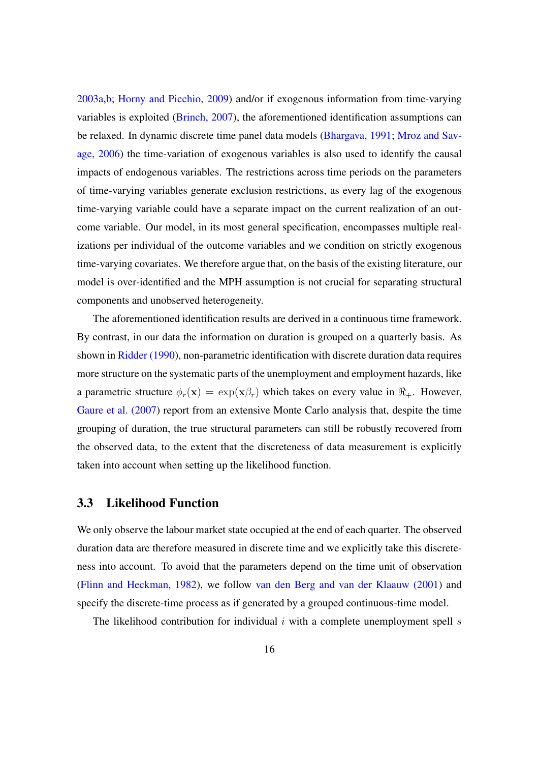2003a,b; Horny and Picchio, 2009) and/or if exogenous information from time-varying variables is exploited (Brinch, 2007), the aforementioned identification assumptions can be relaxed. In dynamic discrete time panel data models (Bhargava, 1991; Mroz and Savage, 2006) the time-variation of exogenous variables is also used to identify the causal impacts of endogenous variables. The restrictions across time periods on the parameters of time-varying variables generate exclusion restrictions, as every lag of the exogenous time-varying variable could have a separate impact on the current realization of an outcome variable. Our model, in its most general specification, encompasses multiple realizations per individual of the outcome variables and we condition on strictly exogenous time-varying covariates. We therefore argue that, on the basis of the existing literature, our model is over-identified and the MPH assumption is not crucial for separating structural components and unobserved heterogeneity.

The aforementioned identification results are derived in a continuous time framework. By contrast, in our data the information on duration is grouped on a quarterly basis. As shown in Ridder (1990), non-parametric identification with discrete duration data requires more structure on the systematic parts of the unemployment and employment hazards, like a parametric structure $\phi_r(\mathbf{x}) = \exp(\mathbf{x}\beta_r)$ which takes on every value in $\Re_+$. However, Gaure et al. (2007) report from an extensive Monte Carlo analysis that, despite the time grouping of duration, the true structural parameters can still be robustly recovered from the observed data, to the extent that the discreteness of data measurement is explicitly taken into account when setting up the likelihood function.

## 3.3 Likelihood Function

We only observe the labour market state occupied at the end of each quarter. The observed duration data are therefore measured in discrete time and we explicitly take this discreteness into account. To avoid that the parameters depend on the time unit of observation (Flinn and Heckman, 1982), we follow van den Berg and van der Klaauw (2001) and specify the discrete-time process as if generated by a grouped continuous-time model.

The likelihood contribution for individual $i$ with a complete unemployment spell $s$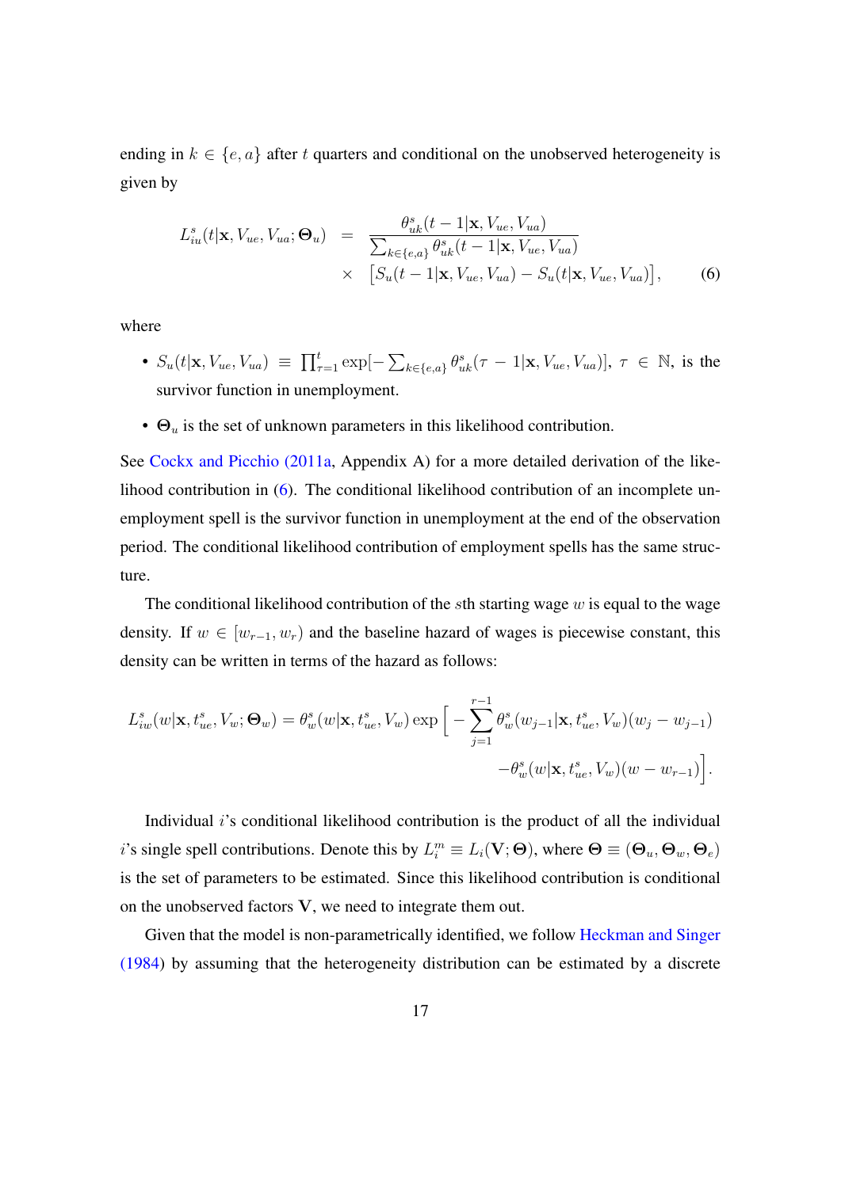ending in $k \in \{e, a\}$ after $t$ quarters and conditional on the unobserved heterogeneity is given by

$$L^s_{iu}(t|\mathbf{x}, V_{ue}, V_{ua}; \mathbf{\Theta}_u) = \frac{\theta^s_{uk}(t-1|\mathbf{x}, V_{ue}, V_{ua})}{\sum_{k\in\{e,a\}} \theta^s_{uk}(t-1|\mathbf{x}, V_{ue}, V_{ua})} \times \big[S_u(t-1|\mathbf{x}, V_{ue}, V_{ua}) - S_u(t|\mathbf{x}, V_{ue}, V_{ua})\big], \tag{6}$$

where

- $S_u(t|\mathbf{x}, V_{ue}, V_{ua}) \equiv \prod_{\tau=1}^{t} \exp[-\sum_{k\in\{e,a\}} \theta^s_{uk}(\tau - 1|\mathbf{x}, V_{ue}, V_{ua})]$, $\tau \in \mathbb{N}$, is the survivor function in unemployment.
- $\mathbf{\Theta}_u$ is the set of unknown parameters in this likelihood contribution.

See Cockx and Picchio (2011a, Appendix A) for a more detailed derivation of the likelihood contribution in (6). The conditional likelihood contribution of an incomplete unemployment spell is the survivor function in unemployment at the end of the observation period. The conditional likelihood contribution of employment spells has the same structure.

The conditional likelihood contribution of the $s$th starting wage $w$ is equal to the wage density. If $w \in [w_{r-1}, w_r)$ and the baseline hazard of wages is piecewise constant, this density can be written in terms of the hazard as follows:

$$L^s_{iw}(w|\mathbf{x}, t^s_{ue}, V_w; \mathbf{\Theta}_w) = \theta^s_w(w|\mathbf{x}, t^s_{ue}, V_w) \exp\Big[-\sum_{j=1}^{r-1} \theta^s_w(w_{j-1}|\mathbf{x}, t^s_{ue}, V_w)(w_j - w_{j-1}) - \theta^s_w(w|\mathbf{x}, t^s_{ue}, V_w)(w - w_{r-1})\Big].$$

Individual $i$'s conditional likelihood contribution is the product of all the individual $i$'s single spell contributions. Denote this by $L^m_i \equiv L_i(\mathbf{V}; \mathbf{\Theta})$, where $\mathbf{\Theta} \equiv (\mathbf{\Theta}_u, \mathbf{\Theta}_w, \mathbf{\Theta}_e)$ is the set of parameters to be estimated. Since this likelihood contribution is conditional on the unobserved factors $\mathbf{V}$, we need to integrate them out.

Given that the model is non-parametrically identified, we follow Heckman and Singer (1984) by assuming that the heterogeneity distribution can be estimated by a discrete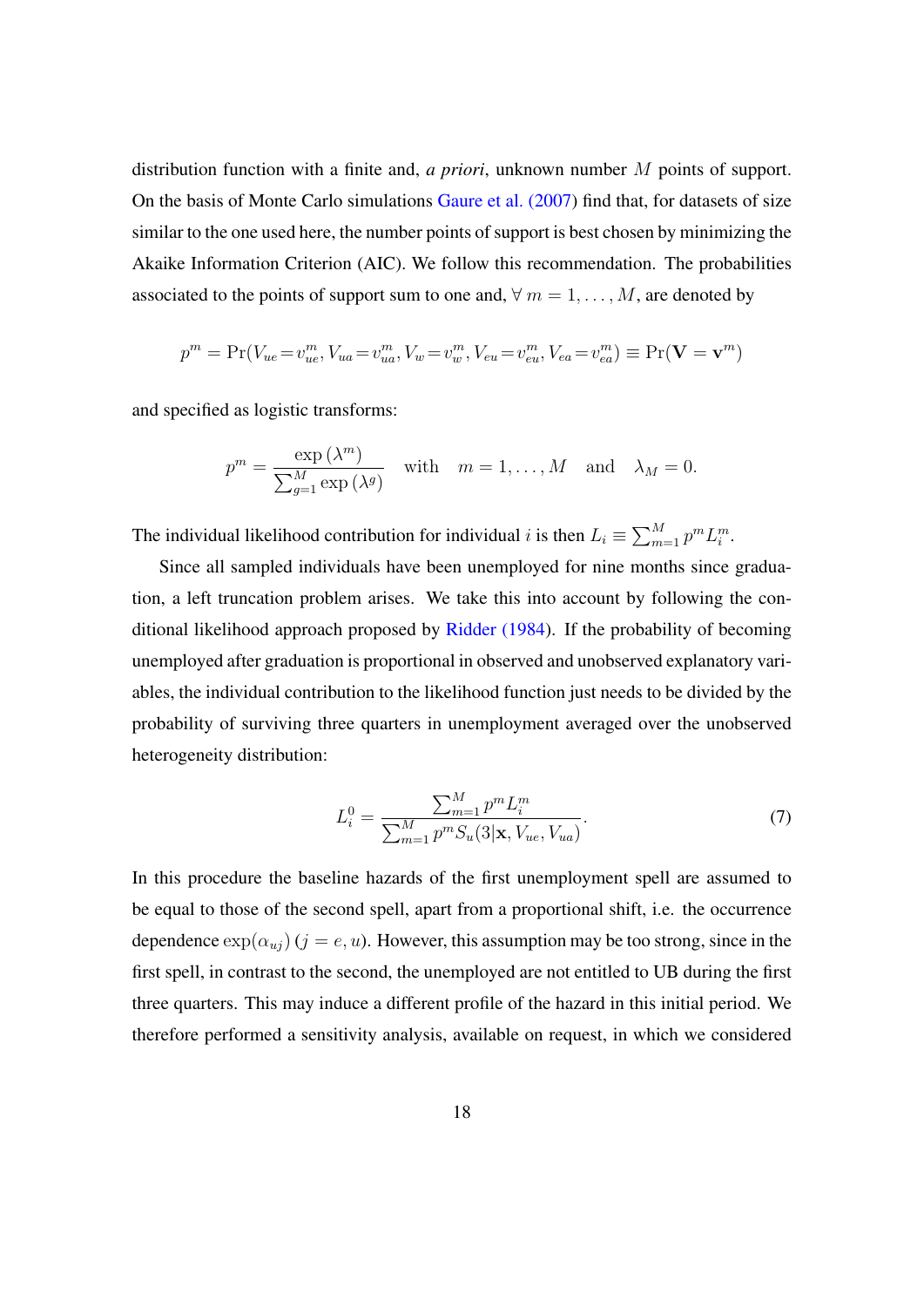distribution function with a finite and, *a priori*, unknown number $M$ points of support. On the basis of Monte Carlo simulations Gaure et al. (2007) find that, for datasets of size similar to the one used here, the number points of support is best chosen by minimizing the Akaike Information Criterion (AIC). We follow this recommendation. The probabilities associated to the points of support sum to one and, $\forall\ m = 1, \ldots, M$, are denoted by

$$p^m = \Pr(V_{ue}\!=\!v^m_{ue}, V_{ua}\!=\!v^m_{ua}, V_w\!=\!v^m_w, V_{eu}\!=\!v^m_{eu}, V_{ea}\!=\!v^m_{ea}) \equiv \Pr(\mathbf{V} = \mathbf{v}^m)$$

and specified as logistic transforms:

$$p^m = \frac{\exp\left(\lambda^m\right)}{\sum_{g=1}^{M} \exp\left(\lambda^g\right)} \quad \text{with} \quad m = 1, \ldots, M \quad \text{and} \quad \lambda_M = 0.$$

The individual likelihood contribution for individual $i$ is then $L_i \equiv \sum_{m=1}^{M} p^m L_i^m$.

Since all sampled individuals have been unemployed for nine months since graduation, a left truncation problem arises. We take this into account by following the conditional likelihood approach proposed by Ridder (1984). If the probability of becoming unemployed after graduation is proportional in observed and unobserved explanatory variables, the individual contribution to the likelihood function just needs to be divided by the probability of surviving three quarters in unemployment averaged over the unobserved heterogeneity distribution:

$$L_i^0 = \frac{\sum_{m=1}^{M} p^m L_i^m}{\sum_{m=1}^{M} p^m S_u(3|\mathbf{x}, V_{ue}, V_{ua})}. \tag{7}$$

In this procedure the baseline hazards of the first unemployment spell are assumed to be equal to those of the second spell, apart from a proportional shift, i.e. the occurrence dependence $\exp(\alpha_{uj})$ ($j = e, u$). However, this assumption may be too strong, since in the first spell, in contrast to the second, the unemployed are not entitled to UB during the first three quarters. This may induce a different profile of the hazard in this initial period. We therefore performed a sensitivity analysis, available on request, in which we considered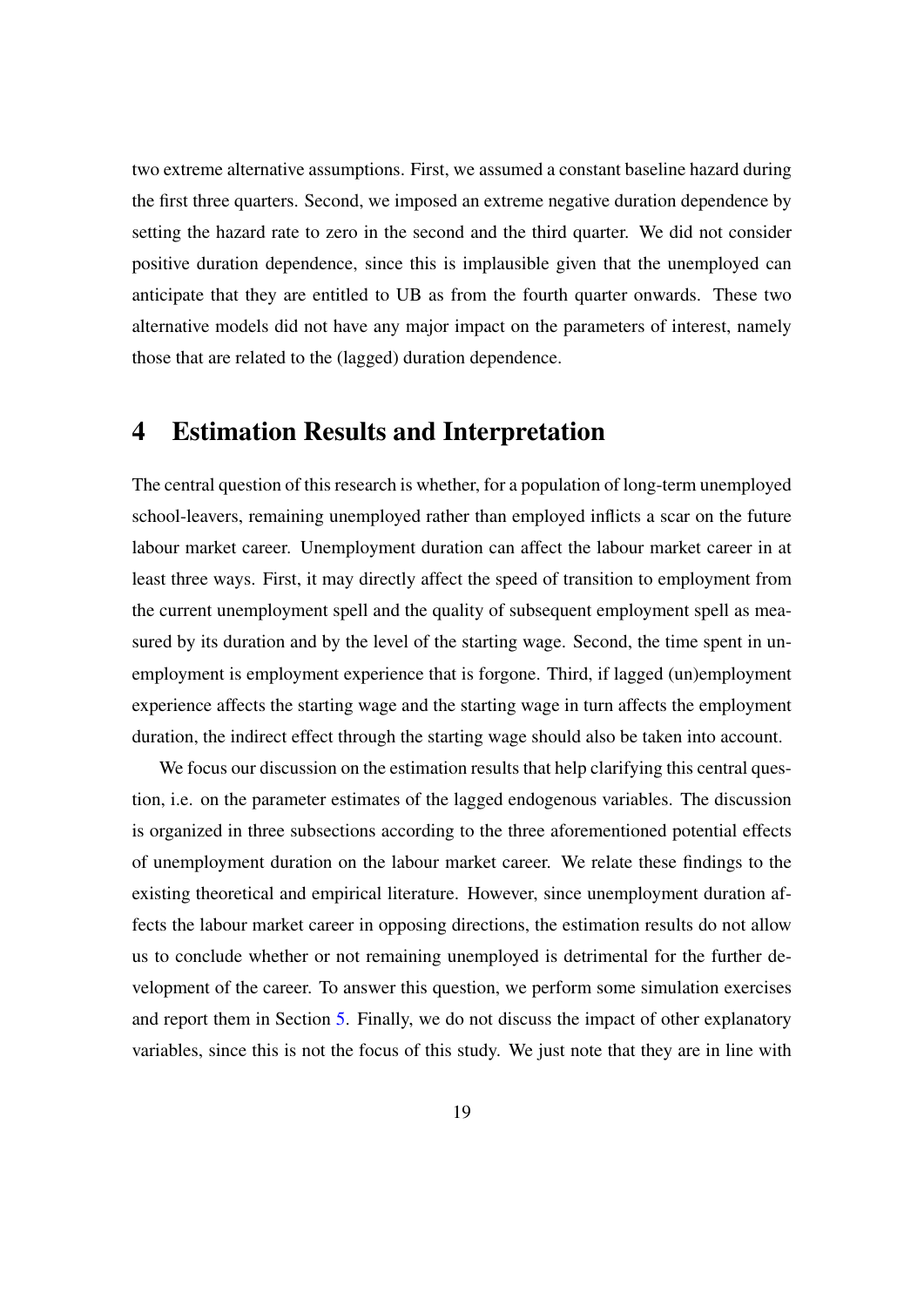two extreme alternative assumptions. First, we assumed a constant baseline hazard during the first three quarters. Second, we imposed an extreme negative duration dependence by setting the hazard rate to zero in the second and the third quarter. We did not consider positive duration dependence, since this is implausible given that the unemployed can anticipate that they are entitled to UB as from the fourth quarter onwards. These two alternative models did not have any major impact on the parameters of interest, namely those that are related to the (lagged) duration dependence.

# 4 Estimation Results and Interpretation

The central question of this research is whether, for a population of long-term unemployed school-leavers, remaining unemployed rather than employed inflicts a scar on the future labour market career. Unemployment duration can affect the labour market career in at least three ways. First, it may directly affect the speed of transition to employment from the current unemployment spell and the quality of subsequent employment spell as measured by its duration and by the level of the starting wage. Second, the time spent in unemployment is employment experience that is forgone. Third, if lagged (un)employment experience affects the starting wage and the starting wage in turn affects the employment duration, the indirect effect through the starting wage should also be taken into account.

We focus our discussion on the estimation results that help clarifying this central question, i.e. on the parameter estimates of the lagged endogenous variables. The discussion is organized in three subsections according to the three aforementioned potential effects of unemployment duration on the labour market career. We relate these findings to the existing theoretical and empirical literature. However, since unemployment duration affects the labour market career in opposing directions, the estimation results do not allow us to conclude whether or not remaining unemployed is detrimental for the further development of the career. To answer this question, we perform some simulation exercises and report them in Section 5. Finally, we do not discuss the impact of other explanatory variables, since this is not the focus of this study. We just note that they are in line with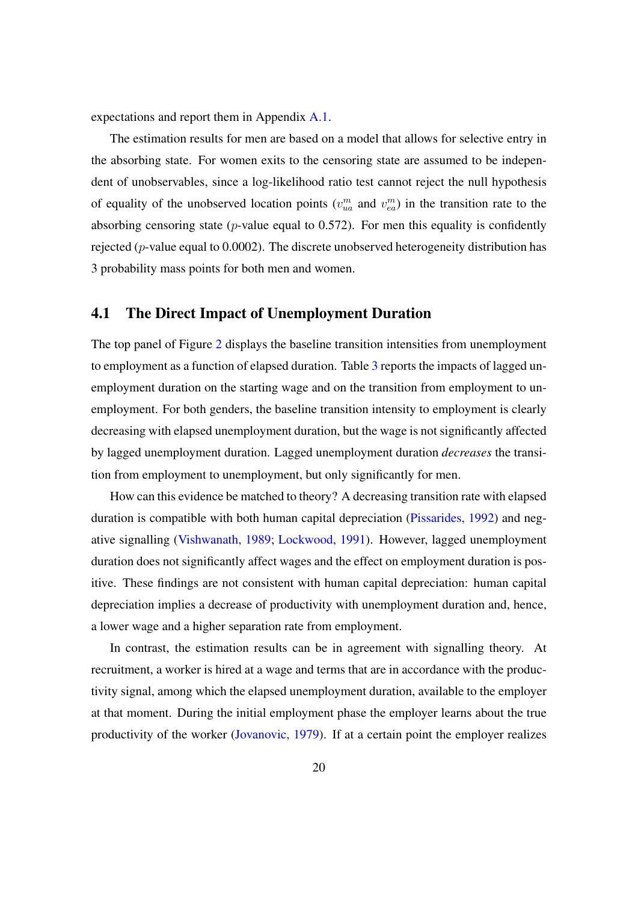expectations and report them in Appendix A.1.

The estimation results for men are based on a model that allows for selective entry in the absorbing state. For women exits to the censoring state are assumed to be independent of unobservables, since a log-likelihood ratio test cannot reject the null hypothesis of equality of the unobserved location points ($v^m_{ua}$ and $v^m_{ea}$) in the transition rate to the absorbing censoring state ($p$-value equal to 0.572). For men this equality is confidently rejected ($p$-value equal to 0.0002). The discrete unobserved heterogeneity distribution has 3 probability mass points for both men and women.

## 4.1 The Direct Impact of Unemployment Duration

The top panel of Figure 2 displays the baseline transition intensities from unemployment to employment as a function of elapsed duration. Table 3 reports the impacts of lagged unemployment duration on the starting wage and on the transition from employment to unemployment. For both genders, the baseline transition intensity to employment is clearly decreasing with elapsed unemployment duration, but the wage is not significantly affected by lagged unemployment duration. Lagged unemployment duration *decreases* the transition from employment to unemployment, but only significantly for men.

How can this evidence be matched to theory? A decreasing transition rate with elapsed duration is compatible with both human capital depreciation (Pissarides, 1992) and negative signalling (Vishwanath, 1989; Lockwood, 1991). However, lagged unemployment duration does not significantly affect wages and the effect on employment duration is positive. These findings are not consistent with human capital depreciation: human capital depreciation implies a decrease of productivity with unemployment duration and, hence, a lower wage and a higher separation rate from employment.

In contrast, the estimation results can be in agreement with signalling theory. At recruitment, a worker is hired at a wage and terms that are in accordance with the productivity signal, among which the elapsed unemployment duration, available to the employer at that moment. During the initial employment phase the employer learns about the true productivity of the worker (Jovanovic, 1979). If at a certain point the employer realizes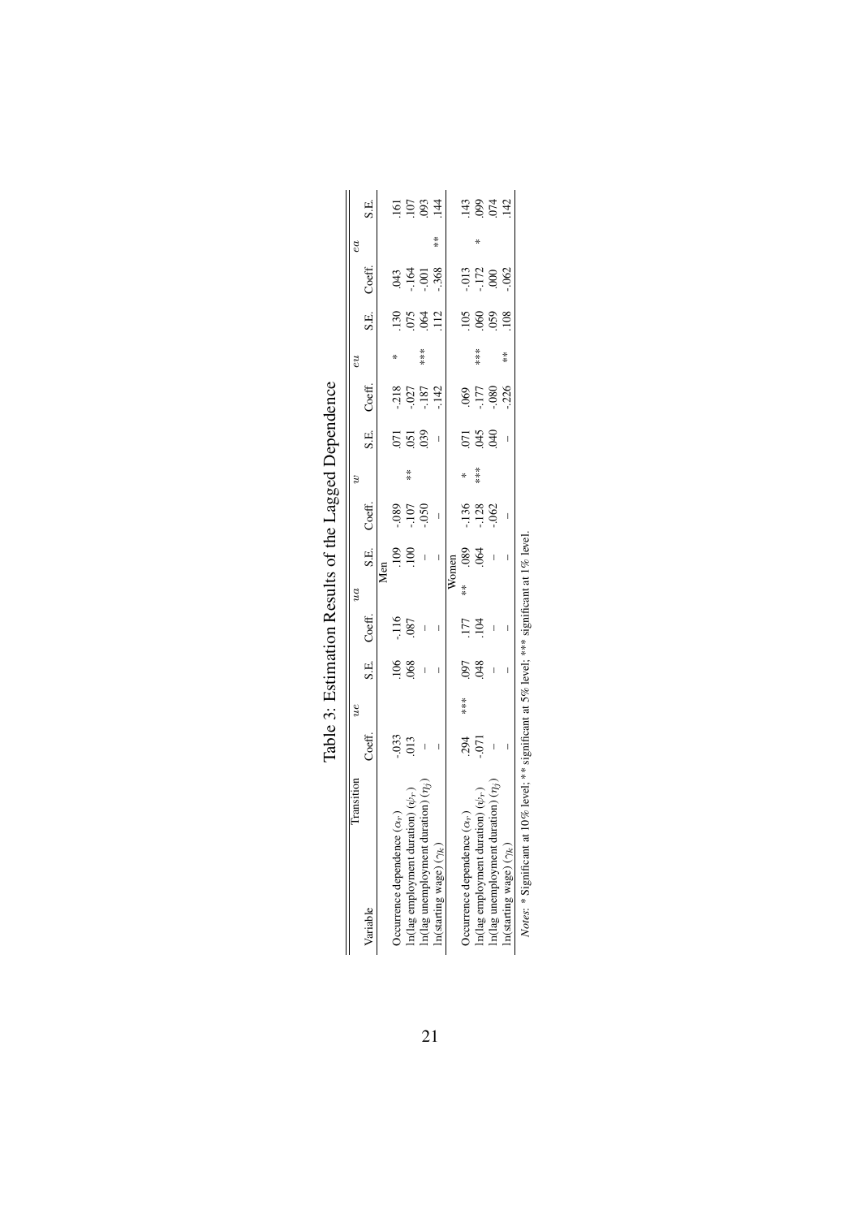# Table 3: Estimation Results of the Lagged Dependence

| Transition | *ue* | | | *ua* | | | *w* | | | *eu* | | | *ea* | | |
|---|---|---|---|---|---|---|---|---|---|---|---|---|---|---|---|
| Variable | Coeff. | | S.E. | Coeff. | | S.E. | Coeff. | | S.E. | Coeff. | | S.E. | Coeff. | | S.E. |
| **Men** | | | | | | | | | | | | | | | |
| Occurrence dependence ($\alpha_r$) | -.033 | | .106 | -.116 | | .109 | -.089 | | .071 | -.218 | * | .130 | .043 | | .161 |
| ln(lag employment duration) ($\psi_r$) | .013 | | .068 | .087 | | .100 | -.107 | ** | .051 | -.027 | | .075 | -.164 | | .107 |
| ln(lag unemployment duration) ($\eta_l$) | – | | – | – | | – | -.050 | | .039 | -.187 | *** | .064 | -.001 | | .093 |
| ln(starting wage) ($\gamma_k$) | – | | – | – | | – | – | | – | -.142 | | .112 | -.368 | ** | .144 |
| **Women** | | | | | | | | | | | | | | | |
| Occurrence dependence ($\alpha_r$) | .294 | *** | .097 | .177 | ** | .089 | -.136 | * | .071 | .069 | | .105 | -.013 | | .143 |
| ln(lag employment duration) ($\psi_r$) | -.071 | | .048 | .104 | | .064 | -.128 | *** | .045 | -.177 | *** | .060 | -.172 | * | .099 |
| ln(lag unemployment duration) ($\eta_l$) | – | | – | – | | – | -.062 | | .040 | -.080 | | .059 | .000 | | .074 |
| ln(starting wage) ($\gamma_k$) | – | | – | – | | – | – | | – | -.226 | ** | .108 | -.062 | | .142 |

*Notes*: * Significant at 10% level; ** significant at 5% level; *** significant at 1% level.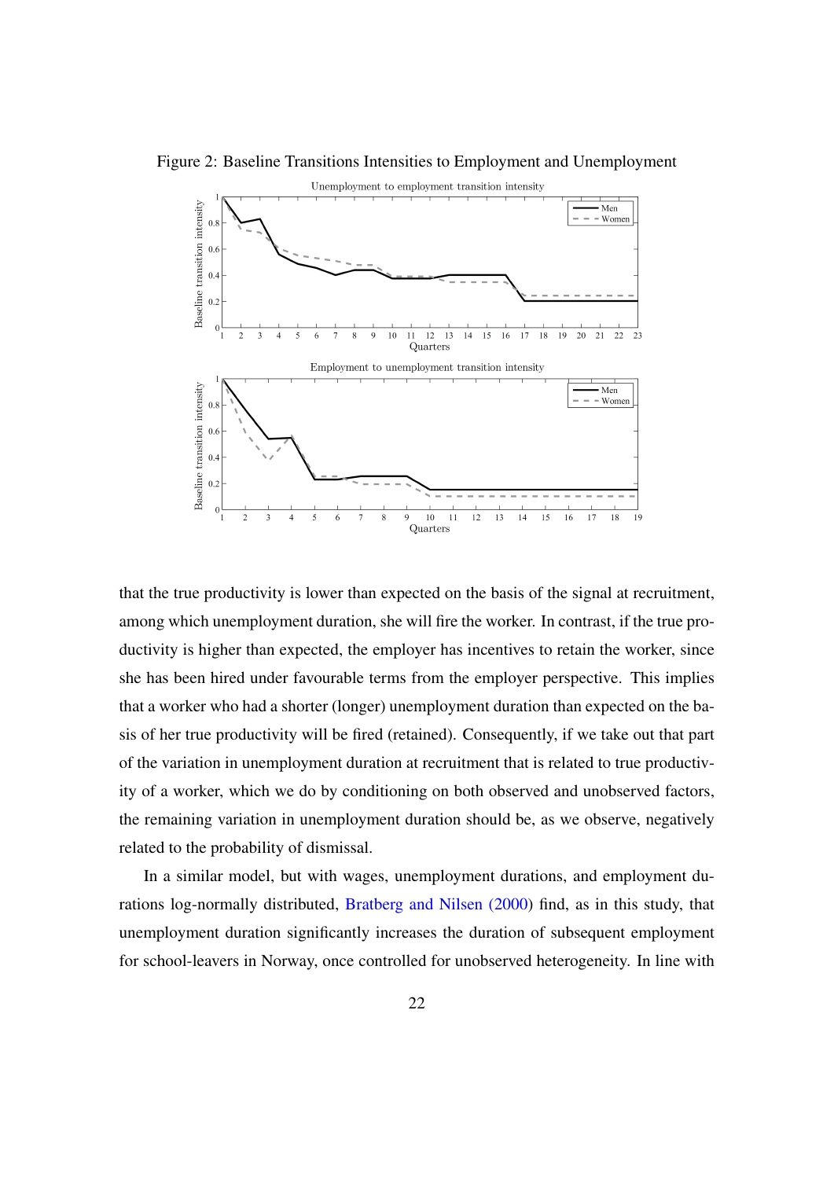Figure 2: Baseline Transitions Intensities to Employment and Unemployment

that the true productivity is lower than expected on the basis of the signal at recruitment, among which unemployment duration, she will fire the worker. In contrast, if the true productivity is higher than expected, the employer has incentives to retain the worker, since she has been hired under favourable terms from the employer perspective. This implies that a worker who had a shorter (longer) unemployment duration than expected on the basis of her true productivity will be fired (retained). Consequently, if we take out that part of the variation in unemployment duration at recruitment that is related to true productivity of a worker, which we do by conditioning on both observed and unobserved factors, the remaining variation in unemployment duration should be, as we observe, negatively related to the probability of dismissal.

In a similar model, but with wages, unemployment durations, and employment durations log-normally distributed, Bratberg and Nilsen (2000) find, as in this study, that unemployment duration significantly increases the duration of subsequent employment for school-leavers in Norway, once controlled for unobserved heterogeneity. In line with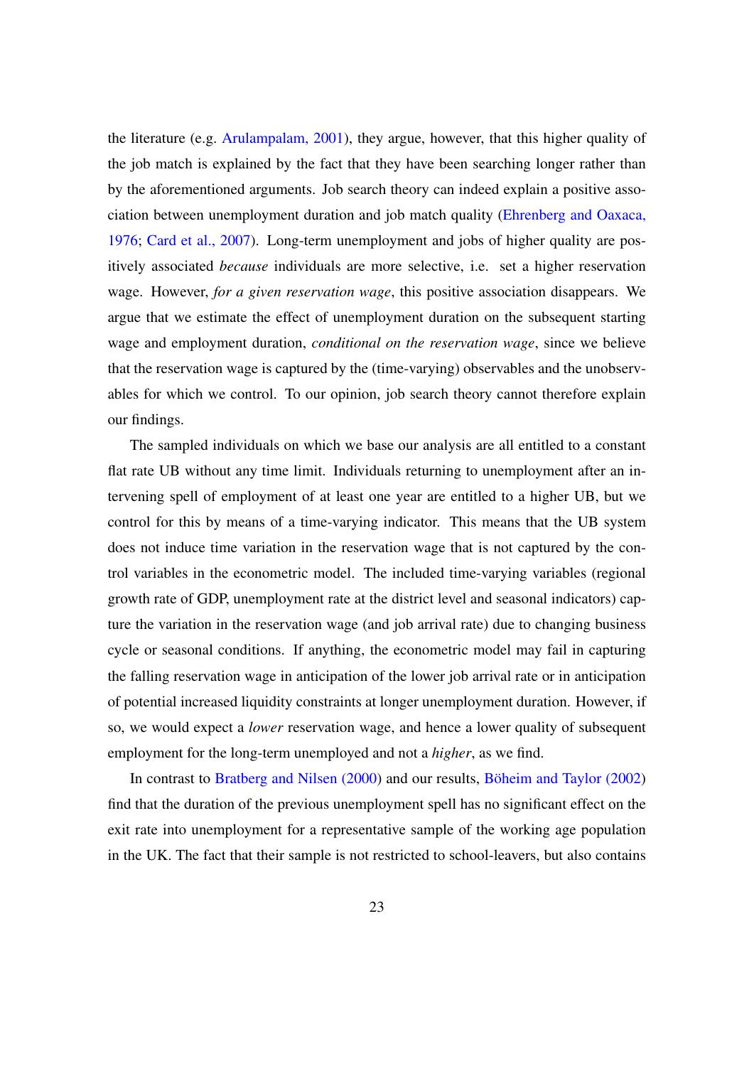the literature (e.g. Arulampalam, 2001), they argue, however, that this higher quality of the job match is explained by the fact that they have been searching longer rather than by the aforementioned arguments. Job search theory can indeed explain a positive association between unemployment duration and job match quality (Ehrenberg and Oaxaca, 1976; Card et al., 2007). Long-term unemployment and jobs of higher quality are positively associated *because* individuals are more selective, i.e. set a higher reservation wage. However, *for a given reservation wage*, this positive association disappears. We argue that we estimate the effect of unemployment duration on the subsequent starting wage and employment duration, *conditional on the reservation wage*, since we believe that the reservation wage is captured by the (time-varying) observables and the unobservables for which we control. To our opinion, job search theory cannot therefore explain our findings.

The sampled individuals on which we base our analysis are all entitled to a constant flat rate UB without any time limit. Individuals returning to unemployment after an intervening spell of employment of at least one year are entitled to a higher UB, but we control for this by means of a time-varying indicator. This means that the UB system does not induce time variation in the reservation wage that is not captured by the control variables in the econometric model. The included time-varying variables (regional growth rate of GDP, unemployment rate at the district level and seasonal indicators) capture the variation in the reservation wage (and job arrival rate) due to changing business cycle or seasonal conditions. If anything, the econometric model may fail in capturing the falling reservation wage in anticipation of the lower job arrival rate or in anticipation of potential increased liquidity constraints at longer unemployment duration. However, if so, we would expect a *lower* reservation wage, and hence a lower quality of subsequent employment for the long-term unemployed and not a *higher*, as we find.

In contrast to Bratberg and Nilsen (2000) and our results, Böheim and Taylor (2002) find that the duration of the previous unemployment spell has no significant effect on the exit rate into unemployment for a representative sample of the working age population in the UK. The fact that their sample is not restricted to school-leavers, but also contains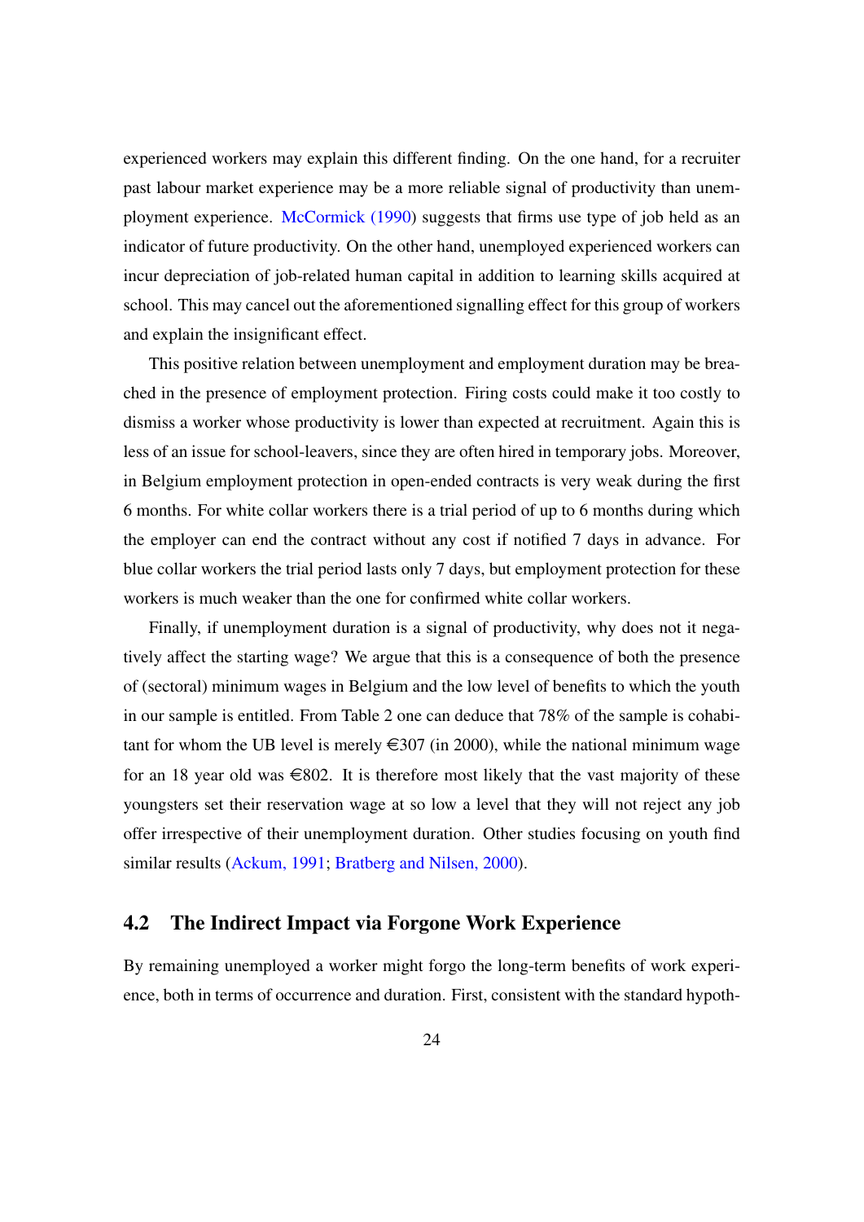experienced workers may explain this different finding. On the one hand, for a recruiter past labour market experience may be a more reliable signal of productivity than unemployment experience. McCormick (1990) suggests that firms use type of job held as an indicator of future productivity. On the other hand, unemployed experienced workers can incur depreciation of job-related human capital in addition to learning skills acquired at school. This may cancel out the aforementioned signalling effect for this group of workers and explain the insignificant effect.

This positive relation between unemployment and employment duration may be breached in the presence of employment protection. Firing costs could make it too costly to dismiss a worker whose productivity is lower than expected at recruitment. Again this is less of an issue for school-leavers, since they are often hired in temporary jobs. Moreover, in Belgium employment protection in open-ended contracts is very weak during the first 6 months. For white collar workers there is a trial period of up to 6 months during which the employer can end the contract without any cost if notified 7 days in advance. For blue collar workers the trial period lasts only 7 days, but employment protection for these workers is much weaker than the one for confirmed white collar workers.

Finally, if unemployment duration is a signal of productivity, why does not it negatively affect the starting wage? We argue that this is a consequence of both the presence of (sectoral) minimum wages in Belgium and the low level of benefits to which the youth in our sample is entitled. From Table 2 one can deduce that 78% of the sample is cohabitant for whom the UB level is merely €307 (in 2000), while the national minimum wage for an 18 year old was €802. It is therefore most likely that the vast majority of these youngsters set their reservation wage at so low a level that they will not reject any job offer irrespective of their unemployment duration. Other studies focusing on youth find similar results (Ackum, 1991; Bratberg and Nilsen, 2000).

## 4.2 The Indirect Impact via Forgone Work Experience

By remaining unemployed a worker might forgo the long-term benefits of work experience, both in terms of occurrence and duration. First, consistent with the standard hypoth-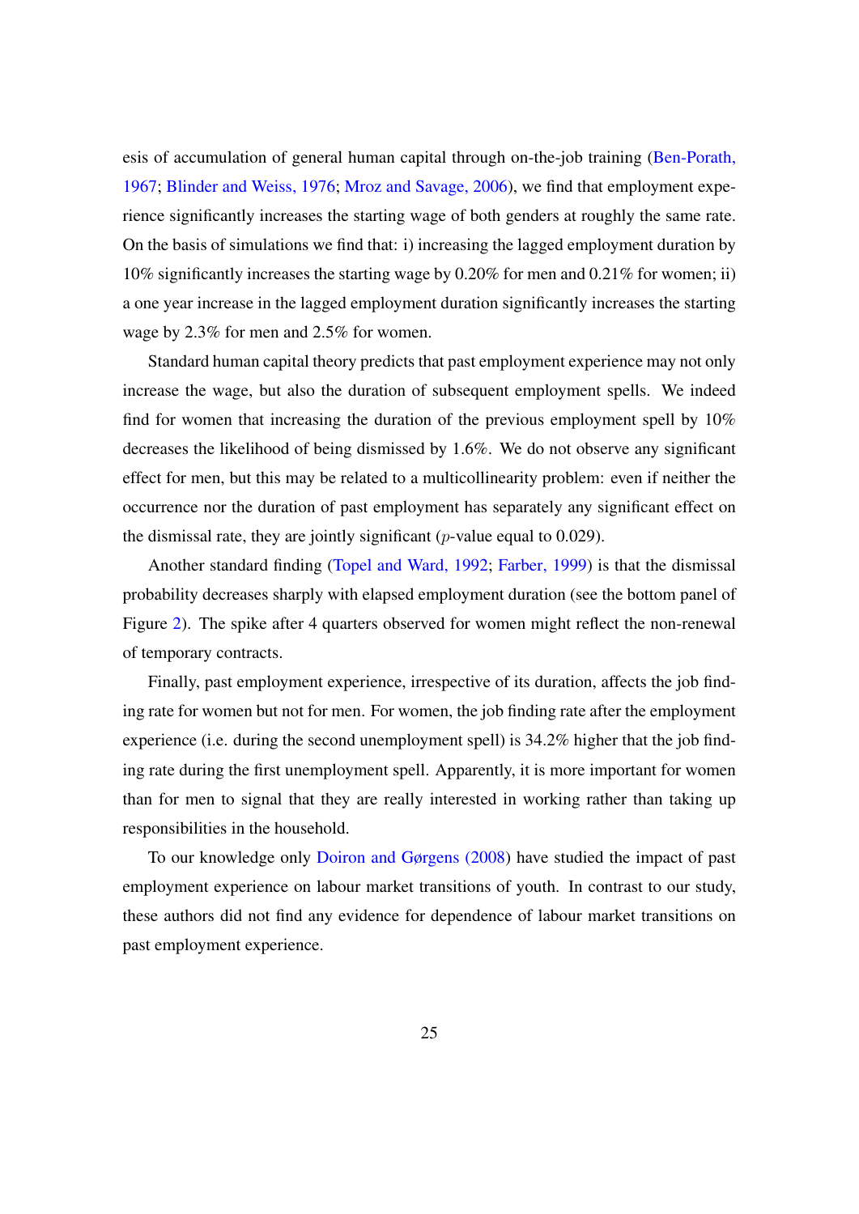esis of accumulation of general human capital through on-the-job training (Ben-Porath, 1967; Blinder and Weiss, 1976; Mroz and Savage, 2006), we find that employment experience significantly increases the starting wage of both genders at roughly the same rate. On the basis of simulations we find that: i) increasing the lagged employment duration by 10% significantly increases the starting wage by 0.20% for men and 0.21% for women; ii) a one year increase in the lagged employment duration significantly increases the starting wage by 2.3% for men and 2.5% for women.

Standard human capital theory predicts that past employment experience may not only increase the wage, but also the duration of subsequent employment spells. We indeed find for women that increasing the duration of the previous employment spell by 10% decreases the likelihood of being dismissed by 1.6%. We do not observe any significant effect for men, but this may be related to a multicollinearity problem: even if neither the occurrence nor the duration of past employment has separately any significant effect on the dismissal rate, they are jointly significant ($p$-value equal to 0.029).

Another standard finding (Topel and Ward, 1992; Farber, 1999) is that the dismissal probability decreases sharply with elapsed employment duration (see the bottom panel of Figure 2). The spike after 4 quarters observed for women might reflect the non-renewal of temporary contracts.

Finally, past employment experience, irrespective of its duration, affects the job finding rate for women but not for men. For women, the job finding rate after the employment experience (i.e. during the second unemployment spell) is 34.2% higher that the job finding rate during the first unemployment spell. Apparently, it is more important for women than for men to signal that they are really interested in working rather than taking up responsibilities in the household.

To our knowledge only Doiron and Gørgens (2008) have studied the impact of past employment experience on labour market transitions of youth. In contrast to our study, these authors did not find any evidence for dependence of labour market transitions on past employment experience.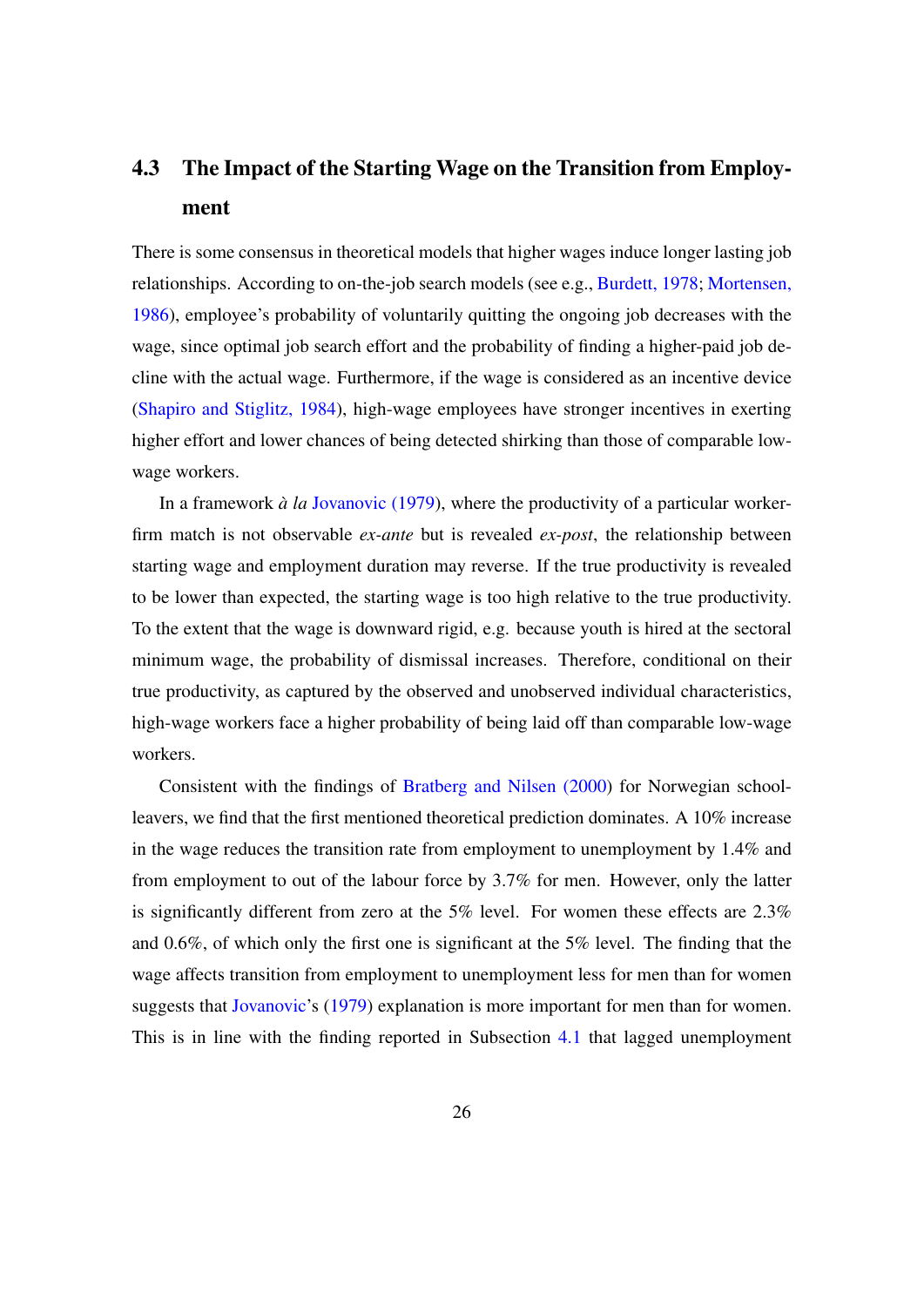### 4.3 The Impact of the Starting Wage on the Transition from Employment

There is some consensus in theoretical models that higher wages induce longer lasting job relationships. According to on-the-job search models (see e.g., Burdett, 1978; Mortensen, 1986), employee's probability of voluntarily quitting the ongoing job decreases with the wage, since optimal job search effort and the probability of finding a higher-paid job decline with the actual wage. Furthermore, if the wage is considered as an incentive device (Shapiro and Stiglitz, 1984), high-wage employees have stronger incentives in exerting higher effort and lower chances of being detected shirking than those of comparable low-wage workers.

In a framework *à la* Jovanovic (1979), where the productivity of a particular worker-firm match is not observable *ex-ante* but is revealed *ex-post*, the relationship between starting wage and employment duration may reverse. If the true productivity is revealed to be lower than expected, the starting wage is too high relative to the true productivity. To the extent that the wage is downward rigid, e.g. because youth is hired at the sectoral minimum wage, the probability of dismissal increases. Therefore, conditional on their true productivity, as captured by the observed and unobserved individual characteristics, high-wage workers face a higher probability of being laid off than comparable low-wage workers.

Consistent with the findings of Bratberg and Nilsen (2000) for Norwegian school-leavers, we find that the first mentioned theoretical prediction dominates. A 10% increase in the wage reduces the transition rate from employment to unemployment by 1.4% and from employment to out of the labour force by 3.7% for men. However, only the latter is significantly different from zero at the 5% level. For women these effects are 2.3% and 0.6%, of which only the first one is significant at the 5% level. The finding that the wage affects transition from employment to unemployment less for men than for women suggests that Jovanovic's (1979) explanation is more important for men than for women. This is in line with the finding reported in Subsection 4.1 that lagged unemployment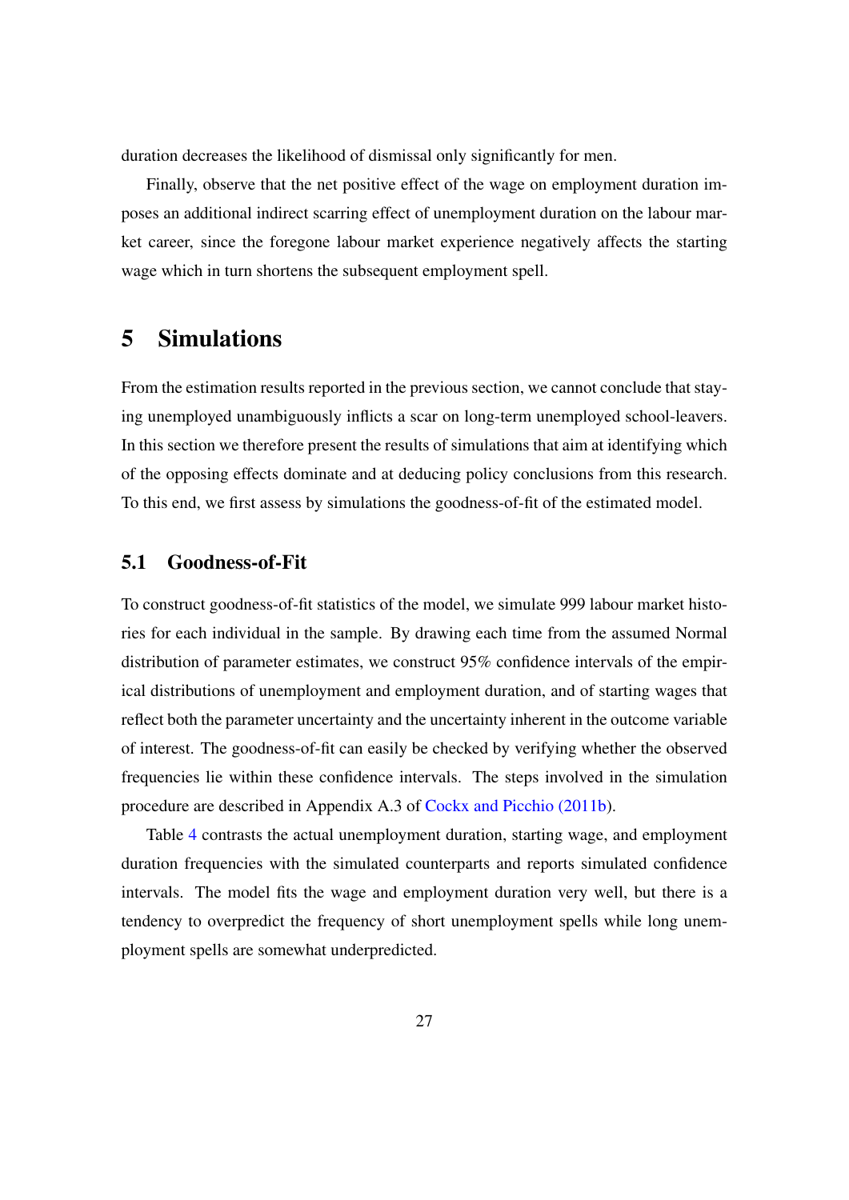duration decreases the likelihood of dismissal only significantly for men.

Finally, observe that the net positive effect of the wage on employment duration imposes an additional indirect scarring effect of unemployment duration on the labour market career, since the foregone labour market experience negatively affects the starting wage which in turn shortens the subsequent employment spell.

# 5 Simulations

From the estimation results reported in the previous section, we cannot conclude that staying unemployed unambiguously inflicts a scar on long-term unemployed school-leavers. In this section we therefore present the results of simulations that aim at identifying which of the opposing effects dominate and at deducing policy conclusions from this research. To this end, we first assess by simulations the goodness-of-fit of the estimated model.

## 5.1 Goodness-of-Fit

To construct goodness-of-fit statistics of the model, we simulate 999 labour market histories for each individual in the sample. By drawing each time from the assumed Normal distribution of parameter estimates, we construct 95% confidence intervals of the empirical distributions of unemployment and employment duration, and of starting wages that reflect both the parameter uncertainty and the uncertainty inherent in the outcome variable of interest. The goodness-of-fit can easily be checked by verifying whether the observed frequencies lie within these confidence intervals. The steps involved in the simulation procedure are described in Appendix A.3 of Cockx and Picchio (2011b).

Table 4 contrasts the actual unemployment duration, starting wage, and employment duration frequencies with the simulated counterparts and reports simulated confidence intervals. The model fits the wage and employment duration very well, but there is a tendency to overpredict the frequency of short unemployment spells while long unemployment spells are somewhat underpredicted.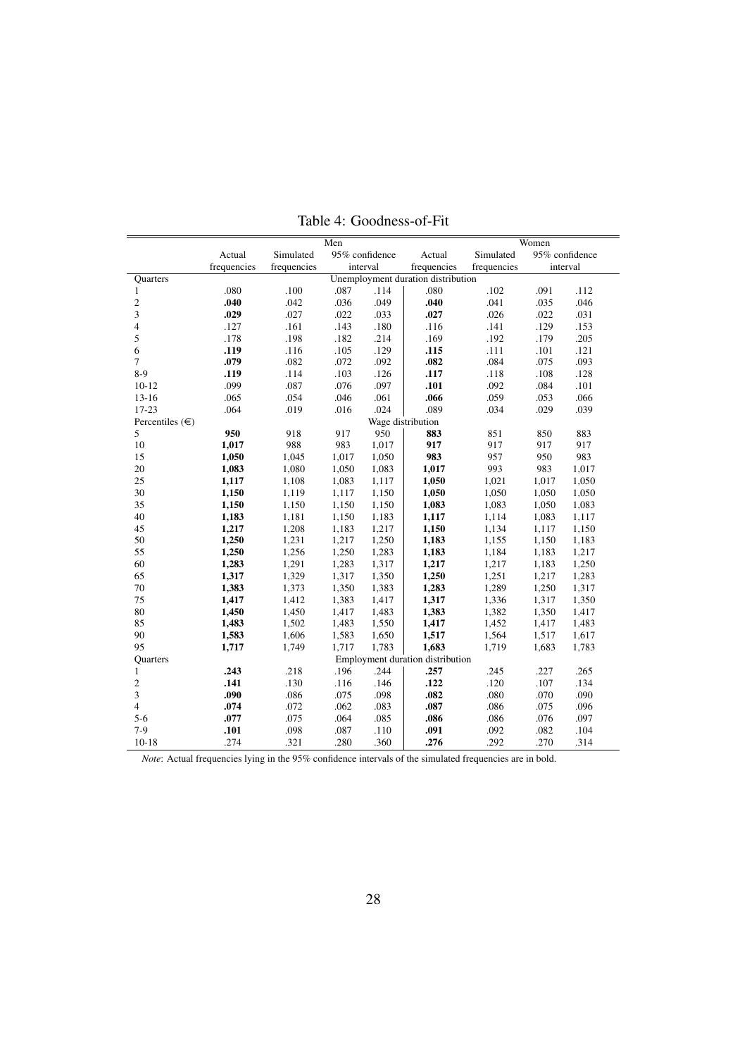Table 4: Goodness-of-Fit

| | Men | | | | Women | | | |
|---|---|---|---|---|---|---|---|---|
| | Actual frequencies | Simulated frequencies | 95% confidence interval | | Actual frequencies | Simulated frequencies | 95% confidence interval | |
| Quarters | Unemployment duration distribution | | | | | | | |
| 1 | .080 | .100 | .087 | .114 | .080 | .102 | .091 | .112 |
| 2 | **.040** | .042 | .036 | .049 | **.040** | .041 | .035 | .046 |
| 3 | **.029** | .027 | .022 | .033 | **.027** | .026 | .022 | .031 |
| 4 | .127 | .161 | .143 | .180 | .116 | .141 | .129 | .153 |
| 5 | .178 | .198 | .182 | .214 | .169 | .192 | .179 | .205 |
| 6 | **.119** | .116 | .105 | .129 | **.115** | .111 | .101 | .121 |
| 7 | **.079** | .082 | .072 | .092 | **.082** | .084 | .075 | .093 |
| 8-9 | **.119** | .114 | .103 | .126 | **.117** | .118 | .108 | .128 |
| 10-12 | .099 | .087 | .076 | .097 | **.101** | .092 | .084 | .101 |
| 13-16 | .065 | .054 | .046 | .061 | **.066** | .059 | .053 | .066 |
| 17-23 | .064 | .019 | .016 | .024 | .089 | .034 | .029 | .039 |
| Percentiles (€) | Wage distribution | | | | | | | |
| 5 | **950** | 918 | 917 | 950 | **883** | 851 | 850 | 883 |
| 10 | **1,017** | 988 | 983 | 1,017 | **917** | 917 | 917 | 917 |
| 15 | **1,050** | 1,045 | 1,017 | 1,050 | **983** | 957 | 950 | 983 |
| 20 | **1,083** | 1,080 | 1,050 | 1,083 | **1,017** | 993 | 983 | 1,017 |
| 25 | **1,117** | 1,108 | 1,083 | 1,117 | **1,050** | 1,021 | 1,017 | 1,050 |
| 30 | **1,150** | 1,119 | 1,117 | 1,150 | **1,050** | 1,050 | 1,050 | 1,050 |
| 35 | **1,150** | 1,150 | 1,150 | 1,150 | **1,083** | 1,083 | 1,050 | 1,083 |
| 40 | **1,183** | 1,181 | 1,150 | 1,183 | **1,117** | 1,114 | 1,083 | 1,117 |
| 45 | **1,217** | 1,208 | 1,183 | 1,217 | **1,150** | 1,134 | 1,117 | 1,150 |
| 50 | **1,250** | 1,231 | 1,217 | 1,250 | **1,183** | 1,155 | 1,150 | 1,183 |
| 55 | **1,250** | 1,256 | 1,250 | 1,283 | **1,183** | 1,184 | 1,183 | 1,217 |
| 60 | **1,283** | 1,291 | 1,283 | 1,317 | **1,217** | 1,217 | 1,183 | 1,250 |
| 65 | **1,317** | 1,329 | 1,317 | 1,350 | **1,250** | 1,251 | 1,217 | 1,283 |
| 70 | **1,383** | 1,373 | 1,350 | 1,383 | **1,283** | 1,289 | 1,250 | 1,317 |
| 75 | **1,417** | 1,412 | 1,383 | 1,417 | **1,317** | 1,336 | 1,317 | 1,350 |
| 80 | **1,450** | 1,450 | 1,417 | 1,483 | **1,383** | 1,382 | 1,350 | 1,417 |
| 85 | **1,483** | 1,502 | 1,483 | 1,550 | **1,417** | 1,452 | 1,417 | 1,483 |
| 90 | **1,583** | 1,606 | 1,583 | 1,650 | **1,517** | 1,564 | 1,517 | 1,617 |
| 95 | **1,717** | 1,749 | 1,717 | 1,783 | **1,683** | 1,719 | 1,683 | 1,783 |
| Quarters | Employment duration distribution | | | | | | | |
| 1 | **.243** | .218 | .196 | .244 | **.257** | .245 | .227 | .265 |
| 2 | **.141** | .130 | .116 | .146 | **.122** | .120 | .107 | .134 |
| 3 | **.090** | .086 | .075 | .098 | **.082** | .080 | .070 | .090 |
| 4 | **.074** | .072 | .062 | .083 | **.087** | .086 | .075 | .096 |
| 5-6 | **.077** | .075 | .064 | .085 | **.086** | .086 | .076 | .097 |
| 7-9 | **.101** | .098 | .087 | .110 | **.091** | .092 | .082 | .104 |
| 10-18 | .274 | .321 | .280 | .360 | **.276** | .292 | .270 | .314 |

*Note*: Actual frequencies lying in the 95% confidence intervals of the simulated frequencies are in bold.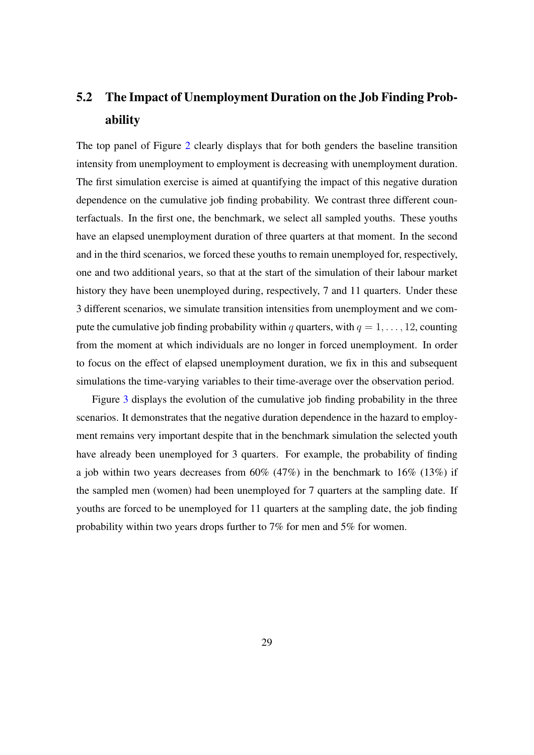## 5.2 The Impact of Unemployment Duration on the Job Finding Probability

The top panel of Figure 2 clearly displays that for both genders the baseline transition intensity from unemployment to employment is decreasing with unemployment duration. The first simulation exercise is aimed at quantifying the impact of this negative duration dependence on the cumulative job finding probability. We contrast three different counterfactuals. In the first one, the benchmark, we select all sampled youths. These youths have an elapsed unemployment duration of three quarters at that moment. In the second and in the third scenarios, we forced these youths to remain unemployed for, respectively, one and two additional years, so that at the start of the simulation of their labour market history they have been unemployed during, respectively, 7 and 11 quarters. Under these 3 different scenarios, we simulate transition intensities from unemployment and we compute the cumulative job finding probability within $q$ quarters, with $q = 1, \ldots, 12$, counting from the moment at which individuals are no longer in forced unemployment. In order to focus on the effect of elapsed unemployment duration, we fix in this and subsequent simulations the time-varying variables to their time-average over the observation period.

Figure 3 displays the evolution of the cumulative job finding probability in the three scenarios. It demonstrates that the negative duration dependence in the hazard to employment remains very important despite that in the benchmark simulation the selected youth have already been unemployed for 3 quarters. For example, the probability of finding a job within two years decreases from 60% (47%) in the benchmark to 16% (13%) if the sampled men (women) had been unemployed for 7 quarters at the sampling date. If youths are forced to be unemployed for 11 quarters at the sampling date, the job finding probability within two years drops further to 7% for men and 5% for women.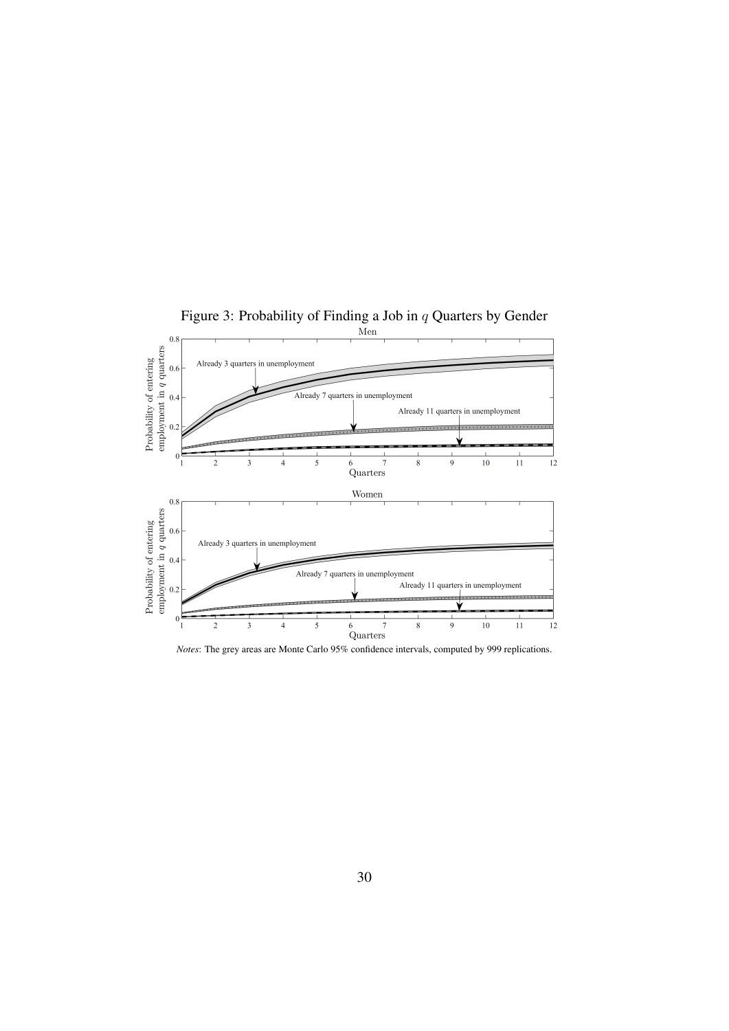Figure 3: Probability of Finding a Job in $q$ Quarters by Gender

*Notes*: The grey areas are Monte Carlo 95% confidence intervals, computed by 999 replications.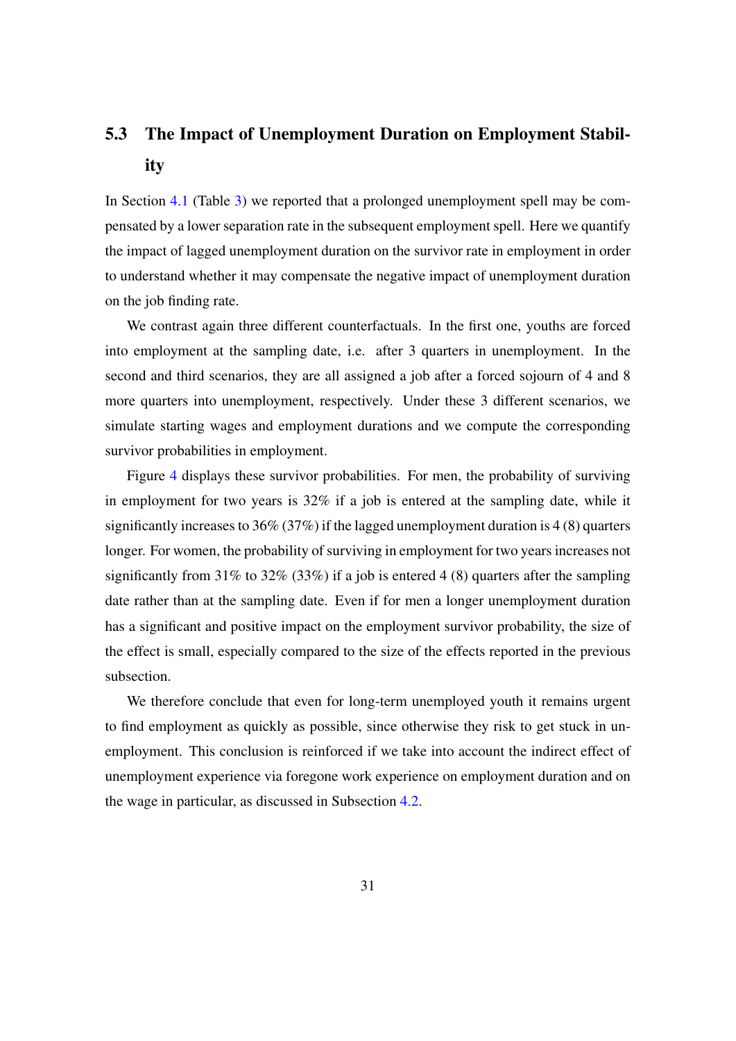## 5.3 The Impact of Unemployment Duration on Employment Stability

In Section 4.1 (Table 3) we reported that a prolonged unemployment spell may be compensated by a lower separation rate in the subsequent employment spell. Here we quantify the impact of lagged unemployment duration on the survivor rate in employment in order to understand whether it may compensate the negative impact of unemployment duration on the job finding rate.

We contrast again three different counterfactuals. In the first one, youths are forced into employment at the sampling date, i.e. after 3 quarters in unemployment. In the second and third scenarios, they are all assigned a job after a forced sojourn of 4 and 8 more quarters into unemployment, respectively. Under these 3 different scenarios, we simulate starting wages and employment durations and we compute the corresponding survivor probabilities in employment.

Figure 4 displays these survivor probabilities. For men, the probability of surviving in employment for two years is 32% if a job is entered at the sampling date, while it significantly increases to 36% (37%) if the lagged unemployment duration is 4 (8) quarters longer. For women, the probability of surviving in employment for two years increases not significantly from 31% to 32% (33%) if a job is entered 4 (8) quarters after the sampling date rather than at the sampling date. Even if for men a longer unemployment duration has a significant and positive impact on the employment survivor probability, the size of the effect is small, especially compared to the size of the effects reported in the previous subsection.

We therefore conclude that even for long-term unemployed youth it remains urgent to find employment as quickly as possible, since otherwise they risk to get stuck in unemployment. This conclusion is reinforced if we take into account the indirect effect of unemployment experience via foregone work experience on employment duration and on the wage in particular, as discussed in Subsection 4.2.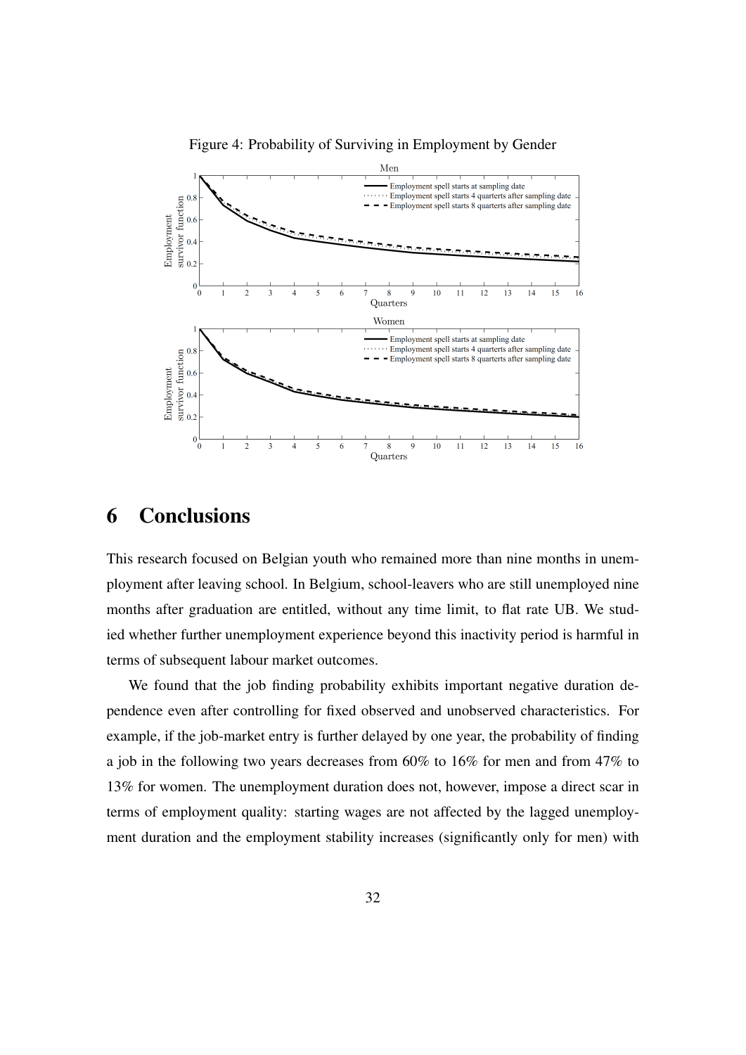Figure 4: Probability of Surviving in Employment by Gender

# 6 Conclusions

This research focused on Belgian youth who remained more than nine months in unemployment after leaving school. In Belgium, school-leavers who are still unemployed nine months after graduation are entitled, without any time limit, to flat rate UB. We studied whether further unemployment experience beyond this inactivity period is harmful in terms of subsequent labour market outcomes.

We found that the job finding probability exhibits important negative duration dependence even after controlling for fixed observed and unobserved characteristics. For example, if the job-market entry is further delayed by one year, the probability of finding a job in the following two years decreases from 60% to 16% for men and from 47% to 13% for women. The unemployment duration does not, however, impose a direct scar in terms of employment quality: starting wages are not affected by the lagged unemployment duration and the employment stability increases (significantly only for men) with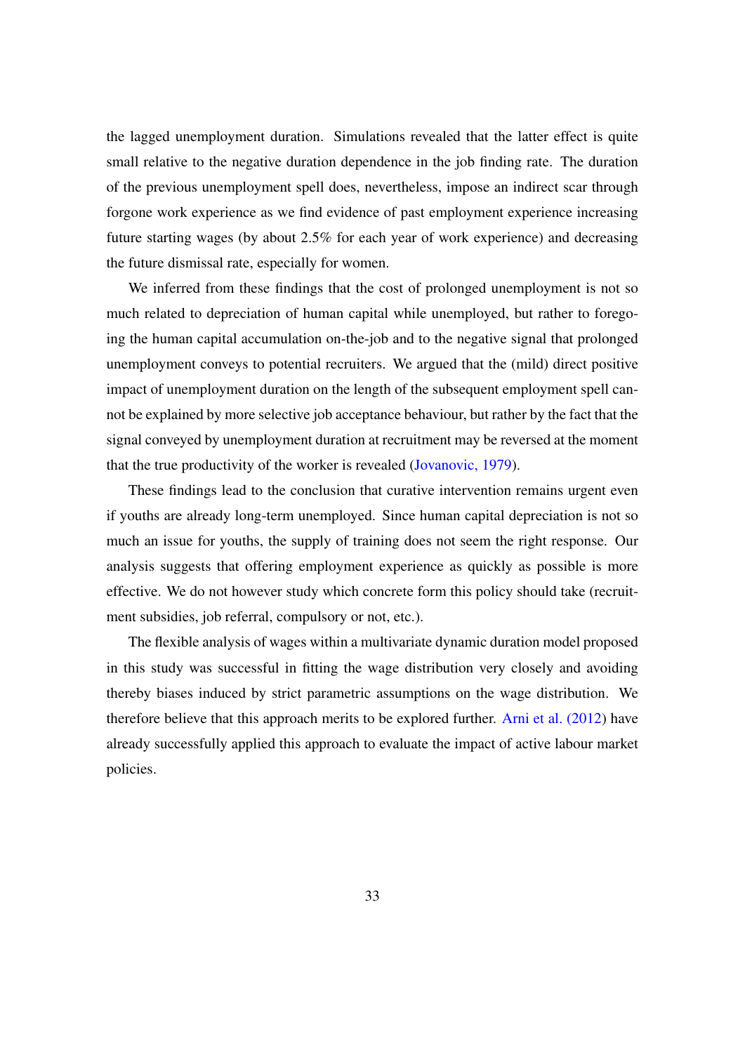the lagged unemployment duration. Simulations revealed that the latter effect is quite small relative to the negative duration dependence in the job finding rate. The duration of the previous unemployment spell does, nevertheless, impose an indirect scar through forgone work experience as we find evidence of past employment experience increasing future starting wages (by about 2.5% for each year of work experience) and decreasing the future dismissal rate, especially for women.

We inferred from these findings that the cost of prolonged unemployment is not so much related to depreciation of human capital while unemployed, but rather to foregoing the human capital accumulation on-the-job and to the negative signal that prolonged unemployment conveys to potential recruiters. We argued that the (mild) direct positive impact of unemployment duration on the length of the subsequent employment spell cannot be explained by more selective job acceptance behaviour, but rather by the fact that the signal conveyed by unemployment duration at recruitment may be reversed at the moment that the true productivity of the worker is revealed (Jovanovic, 1979).

These findings lead to the conclusion that curative intervention remains urgent even if youths are already long-term unemployed. Since human capital depreciation is not so much an issue for youths, the supply of training does not seem the right response. Our analysis suggests that offering employment experience as quickly as possible is more effective. We do not however study which concrete form this policy should take (recruitment subsidies, job referral, compulsory or not, etc.).

The flexible analysis of wages within a multivariate dynamic duration model proposed in this study was successful in fitting the wage distribution very closely and avoiding thereby biases induced by strict parametric assumptions on the wage distribution. We therefore believe that this approach merits to be explored further. Arni et al. (2012) have already successfully applied this approach to evaluate the impact of active labour market policies.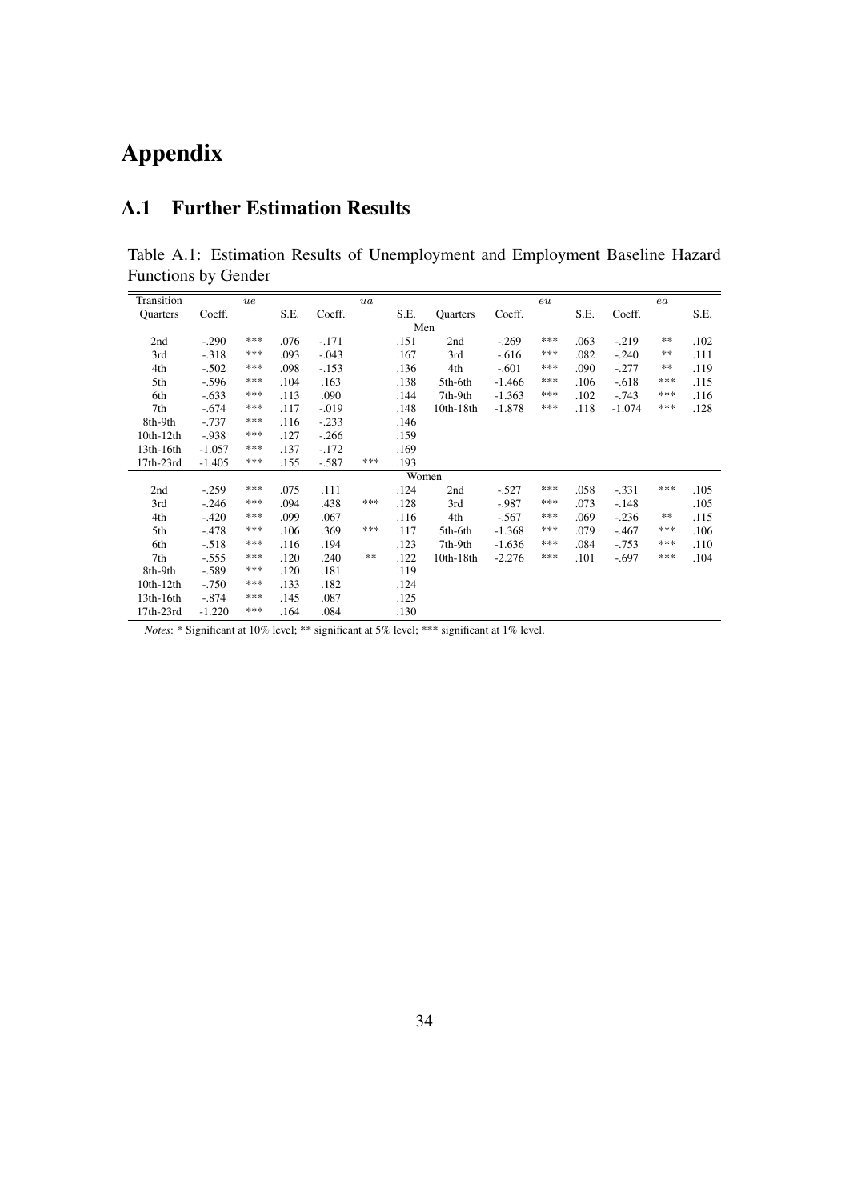# Appendix

## A.1 Further Estimation Results

Table A.1: Estimation Results of Unemployment and Employment Baseline Hazard Functions by Gender

| Transition | $ue$ | | | $ua$ | | | | $eu$ | | | $ea$ | | |
|---|---|---|---|---|---|---|---|---|---|---|---|---|---|
| Quarters | Coeff. | | S.E. | Coeff. | | S.E. | Quarters | Coeff. | | S.E. | Coeff. | | S.E. |
| | | | | | | Men | | | | | | | |
| 2nd | -.290 | *** | .076 | -.171 | | .151 | 2nd | -.269 | *** | .063 | -.219 | ** | .102 |
| 3rd | -.318 | *** | .093 | -.043 | | .167 | 3rd | -.616 | *** | .082 | -.240 | ** | .111 |
| 4th | -.502 | *** | .098 | -.153 | | .136 | 4th | -.601 | *** | .090 | -.277 | ** | .119 |
| 5th | -.596 | *** | .104 | .163 | | .138 | 5th-6th | -1.466 | *** | .106 | -.618 | *** | .115 |
| 6th | -.633 | *** | .113 | .090 | | .144 | 7th-9th | -1.363 | *** | .102 | -.743 | *** | .116 |
| 7th | -.674 | *** | .117 | -.019 | | .148 | 10th-18th | -1.878 | *** | .118 | -1.074 | *** | .128 |
| 8th-9th | -.737 | *** | .116 | -.233 | | .146 | | | | | | | |
| 10th-12th | -.938 | *** | .127 | -.266 | | .159 | | | | | | | |
| 13th-16th | -1.057 | *** | .137 | -.172 | | .169 | | | | | | | |
| 17th-23rd | -1.405 | *** | .155 | -.587 | *** | .193 | | | | | | | |
| | | | | | | Women | | | | | | | |
| 2nd | -.259 | *** | .075 | .111 | | .124 | 2nd | -.527 | *** | .058 | -.331 | *** | .105 |
| 3rd | -.246 | *** | .094 | .438 | *** | .128 | 3rd | -.987 | *** | .073 | -.148 | | .105 |
| 4th | -.420 | *** | .099 | .067 | | .116 | 4th | -.567 | *** | .069 | -.236 | ** | .115 |
| 5th | -.478 | *** | .106 | .369 | *** | .117 | 5th-6th | -1.368 | *** | .079 | -.467 | *** | .106 |
| 6th | -.518 | *** | .116 | .194 | | .123 | 7th-9th | -1.636 | *** | .084 | -.753 | *** | .110 |
| 7th | -.555 | *** | .120 | .240 | ** | .122 | 10th-18th | -2.276 | *** | .101 | -.697 | *** | .104 |
| 8th-9th | -.589 | *** | .120 | .181 | | .119 | | | | | | | |
| 10th-12th | -.750 | *** | .133 | .182 | | .124 | | | | | | | |
| 13th-16th | -.874 | *** | .145 | .087 | | .125 | | | | | | | |
| 17th-23rd | -1.220 | *** | .164 | .084 | | .130 | | | | | | | |

*Notes*: * Significant at 10% level; ** significant at 5% level; *** significant at 1% level.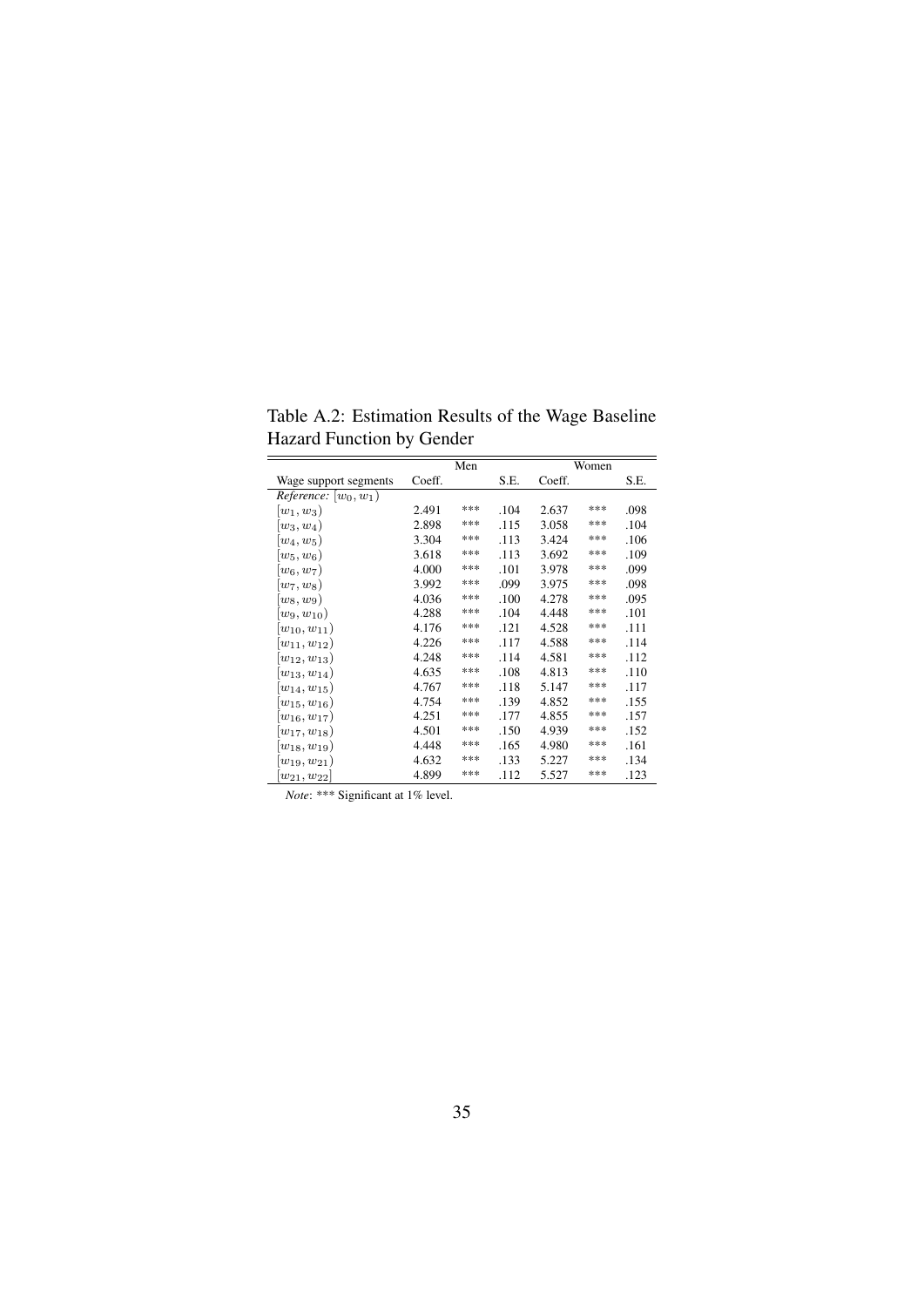Table A.2: Estimation Results of the Wage Baseline Hazard Function by Gender

| | Men | | | Women | | |
|---|---|---|---|---|---|---|
| Wage support segments | Coeff. | | S.E. | Coeff. | | S.E. |
| *Reference:* $[w_0, w_1)$ | | | | | | |
| $[w_1, w_3)$ | 2.491 | *** | .104 | 2.637 | *** | .098 |
| $[w_3, w_4)$ | 2.898 | *** | .115 | 3.058 | *** | .104 |
| $[w_4, w_5)$ | 3.304 | *** | .113 | 3.424 | *** | .106 |
| $[w_5, w_6)$ | 3.618 | *** | .113 | 3.692 | *** | .109 |
| $[w_6, w_7)$ | 4.000 | *** | .101 | 3.978 | *** | .099 |
| $[w_7, w_8)$ | 3.992 | *** | .099 | 3.975 | *** | .098 |
| $[w_8, w_9)$ | 4.036 | *** | .100 | 4.278 | *** | .095 |
| $[w_9, w_{10})$ | 4.288 | *** | .104 | 4.448 | *** | .101 |
| $[w_{10}, w_{11})$ | 4.176 | *** | .121 | 4.528 | *** | .111 |
| $[w_{11}, w_{12})$ | 4.226 | *** | .117 | 4.588 | *** | .114 |
| $[w_{12}, w_{13})$ | 4.248 | *** | .114 | 4.581 | *** | .112 |
| $[w_{13}, w_{14})$ | 4.635 | *** | .108 | 4.813 | *** | .110 |
| $[w_{14}, w_{15})$ | 4.767 | *** | .118 | 5.147 | *** | .117 |
| $[w_{15}, w_{16})$ | 4.754 | *** | .139 | 4.852 | *** | .155 |
| $[w_{16}, w_{17})$ | 4.251 | *** | .177 | 4.855 | *** | .157 |
| $[w_{17}, w_{18})$ | 4.501 | *** | .150 | 4.939 | *** | .152 |
| $[w_{18}, w_{19})$ | 4.448 | *** | .165 | 4.980 | *** | .161 |
| $[w_{19}, w_{21})$ | 4.632 | *** | .133 | 5.227 | *** | .134 |
| $[w_{21}, w_{22}]$ | 4.899 | *** | .112 | 5.527 | *** | .123 |

*Note*: *** Significant at 1% level.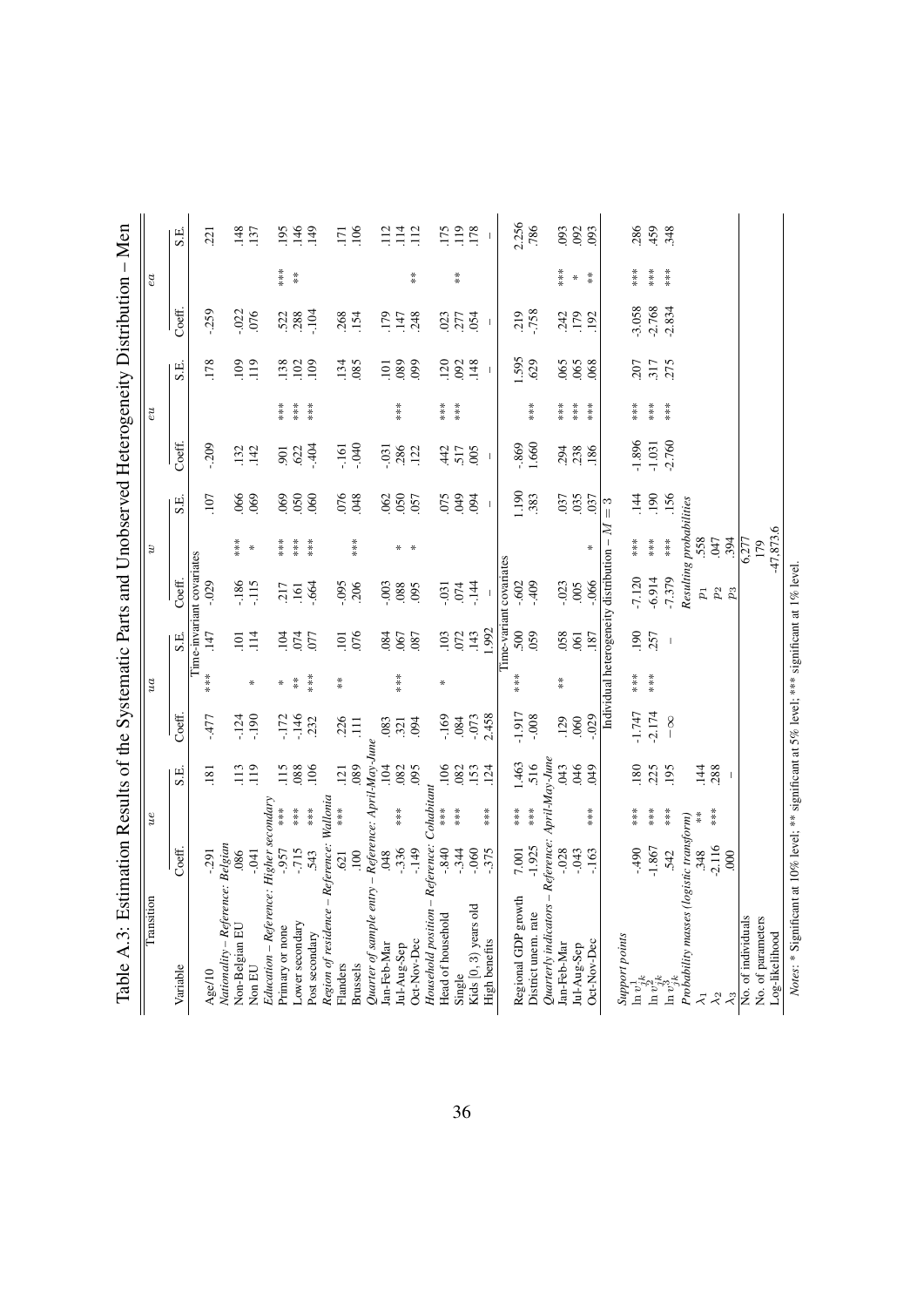Table A.3: Estimation Results of the Systematic Parts and Unobserved Heterogeneity Distribution – Men

| Transition | *ue* | | | *ua* | | | *w* | | | *eu* | | | *ea* | | |
|---|---|---|---|---|---|---|---|---|---|---|---|---|---|---|---|
| Variable | Coeff. | | S.E. | Coeff. | | S.E. | Coeff. | | S.E. | Coeff. | | S.E. | Coeff. | | S.E. |
| | | | | | | Time-invariant covariates | | | | | | | | | |
| Age/10 | -.291 | | .181 | -.477 | *** | .147 | -.029 | | .107 | -.209 | | .178 | -.259 | | .221 |
| *Nationality – Reference: Belgian* | | | | | | | | | | | | | | | |
| Non-Belgian EU | .086 | | .113 | -.124 | | .101 | -.186 | *** | .066 | .132 | | .109 | -.022 | | .148 |
| Non EU | -.041 | | .119 | -.190 | * | .114 | -.115 | * | .069 | .142 | | .119 | .076 | | .137 |
| *Education – Reference: Higher secondary* | | | | | | | | | | | | | | | |
| Primary or none | -.957 | *** | .115 | -.172 | * | .104 | .217 | *** | .069 | .901 | *** | .138 | .522 | *** | .195 |
| Lower secondary | -.715 | *** | .088 | -.146 | ** | .074 | .161 | *** | .050 | .622 | *** | .102 | .288 | ** | .146 |
| Post secondary | .543 | *** | .106 | .232 | *** | .077 | -.664 | *** | .060 | -.404 | *** | .109 | -.104 | | .149 |
| *Region of residence – Reference: Wallonia* | | | | | | | | | | | | | | | |
| Flanders | .621 | *** | .121 | .226 | ** | .101 | -.095 | | .076 | -.161 | | .134 | .268 | | .171 |
| Brussels | .100 | | .089 | .111 | | .076 | .206 | *** | .048 | -.040 | | .085 | .154 | | .106 |
| *Quarter of sample entry – Reference: April-May-June* | | | | | | | | | | | | | | | |
| Jan-Feb-Mar | .048 | | .104 | .083 | | .084 | -.003 | | .062 | -.031 | | .101 | .179 | | .112 |
| Jul-Aug-Sep | -.336 | *** | .082 | .321 | *** | .067 | .088 | * | .050 | .286 | *** | .089 | .147 | | .114 |
| Oct-Nov-Dec | -.149 | | .095 | .094 | | .087 | .095 | * | .057 | .122 | | .099 | .248 | ** | .112 |
| *Household position – Reference: Cohabitant* | | | | | | | | | | | | | | | |
| Head of household | -.840 | *** | .106 | -.169 | * | .103 | -.031 | | .075 | .442 | *** | .120 | .023 | | .175 |
| Single | -.344 | *** | .082 | .084 | | .072 | .074 | | .049 | .517 | *** | .092 | .277 | ** | .119 |
| Kids [0, 3) years old | -.060 | | .153 | -.073 | | .143 | -.144 | | .094 | .005 | | .148 | .054 | | .178 |
| High benefits | -.375 | *** | .124 | 2.458 | | 1.992 | – | | – | – | | – | – | | – |
| | | | | | | Time-variant covariates | | | | | | | | | |
| Regional GDP growth | 7.001 | *** | 1.463 | -1.917 | *** | .500 | -.602 | | 1.190 | -.869 | | 1.595 | .219 | | 2.256 |
| District unem. rate | -1.925 | *** | .516 | -.008 | | .059 | -.409 | | .383 | 1.660 | *** | .629 | -.758 | | .786 |
| *Quarterly indicators – Reference: April-May-June* | | | | | | | | | | | | | | | |
| Jan-Feb-Mar | -.028 | | .043 | .129 | ** | .058 | -.023 | | .037 | .294 | *** | .065 | .242 | *** | .093 |
| Jul-Aug-Sep | -.043 | | .046 | .060 | | .061 | .005 | | .035 | .238 | *** | .065 | .179 | * | .092 |
| Oct-Nov-Dec | -.163 | *** | .049 | -.029 | | .187 | -.066 | * | .037 | .186 | *** | .068 | .192 | ** | .093 |
| | | | | | | Individual heterogeneity distribution – $M = 3$ | | | | | | | | | |
| *Support points* | | | | | | | | | | | | | | | |
| $\ln v^1_{jk}$ | -.490 | *** | .180 | -1.747 | *** | .190 | -7.120 | *** | .144 | -1.896 | *** | .207 | -3.058 | *** | .286 |
| $\ln v^2_{jk}$ | -1.867 | *** | .225 | -2.174 | *** | .257 | -6.914 | *** | .190 | -1.031 | *** | .317 | -2.768 | *** | .459 |
| $\ln v^3_{jk}$ | .542 | *** | .195 | $-\infty$ | | – | -7.379 | *** | .156 | -2.760 | *** | .275 | -2.834 | *** | .348 |
| *Probability masses (logistic transform)* | | | | | | | *Resulting probabilities* | | | | | | | | |
| $\lambda_1$ | .348 | ** | .144 | | | | $p_1$ | .558 | | | | | | | |
| $\lambda_2$ | -2.116 | *** | .288 | | | | $p_2$ | .047 | | | | | | | |
| $\lambda_3$ | .000 | | – | | | | $p_3$ | .394 | | | | | | | |
| No. of individuals | | | | | | | 6,277 | | | | | | | | |
| No. of parameters | | | | | | | 179 | | | | | | | | |
| Log-likelihood | | | | | | | -47,873.6 | | | | | | | | |

*Notes*: * Significant at 10% level; ** significant at 5% level; *** significant at 1% level.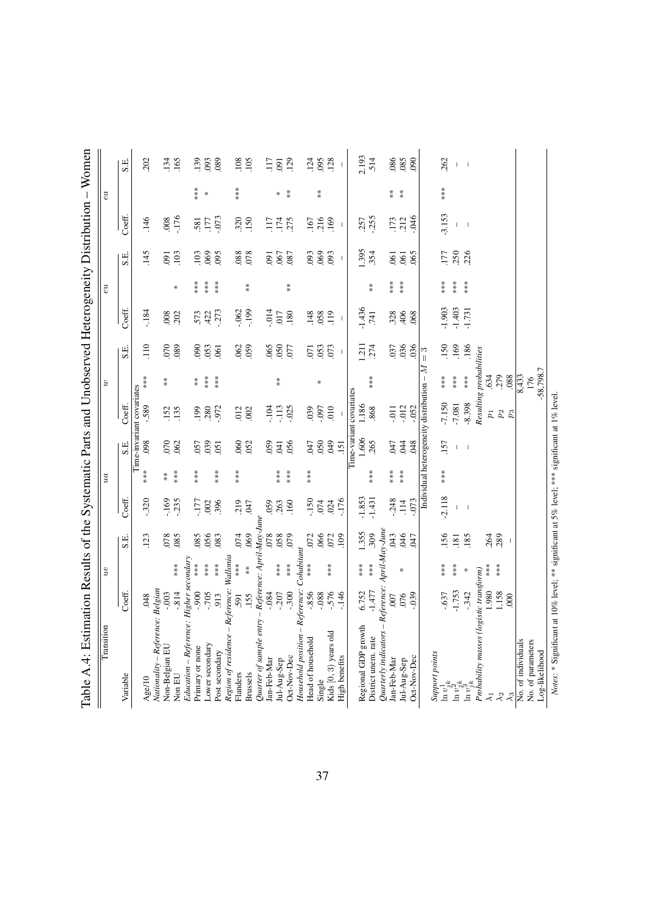Table A.4: Estimation Results of the Systematic Parts and Unobserved Heterogeneity Distribution – Women

| Transition | $ue$ | | | $ua$ | | | $w$ | | | $eu$ | | | $ea$ | | |
|---|---|---|---|---|---|---|---|---|---|---|---|---|---|---|---|
| Variable | Coeff. | | S.E. | Coeff. | | S.E. | Coeff. | | S.E. | Coeff. | | S.E. | Coeff. | | S.E. |
| *Time-invariant covariates* | | | | | | | | | | | | | | | |
| Age/10 | .048 | | .123 | -.320 | *** | .098 | -.589 | *** | .110 | -.184 | | .145 | .146 | | .202 |
| *Nationality – Reference: Belgian* | | | | | | | | | | | | | | | |
| Non-Belgian EU | -.003 | | .078 | -.169 | ** | .070 | .152 | ** | .070 | .008 | | .091 | .008 | | .134 |
| Non EU | -.814 | *** | .085 | -.235 | *** | .062 | .135 | | .089 | .202 | * | .103 | -.176 | | .165 |
| *Education – Reference: Higher secondary* | | | | | | | | | | | | | | | |
| Primary or none | -.900 | *** | .085 | -.177 | *** | .057 | .199 | ** | .090 | .573 | *** | .103 | .581 | *** | .139 |
| Lower secondary | -.705 | *** | .056 | .002 | | .039 | .280 | *** | .053 | .422 | *** | .069 | .177 | * | .093 |
| Post secondary | .913 | *** | .083 | .396 | *** | .051 | -.972 | *** | .061 | -.273 | *** | .095 | -.073 | | .089 |
| *Region of residence – Reference: Wallonia* | | | | | | | | | | | | | | | |
| Flanders | .591 | *** | .074 | .219 | *** | .060 | .012 | | .062 | -.062 | | .088 | .320 | *** | .108 |
| Brussels | .155 | ** | .069 | .047 | | .052 | .002 | | .059 | -.199 | ** | .078 | .150 | | .105 |
| *Quarter of sample entry – Reference: April-May-June* | | | | | | | | | | | | | | | |
| Jan-Feb-Mar | -.084 | | .078 | .059 | | .059 | -.104 | | .065 | -.014 | | .091 | .117 | | .117 |
| Jul-Aug-Sep | -.207 | *** | .058 | .263 | *** | .041 | -.113 | ** | .050 | .017 | | .067 | .174 | * | .091 |
| Oct-Nov-Dec | -.300 | *** | .079 | .160 | *** | .056 | -.025 | | .077 | .180 | ** | .087 | .275 | ** | .129 |
| *Household position – Reference: Cohabitant* | | | | | | | | | | | | | | | |
| Head of household | -.856 | *** | .072 | -.150 | *** | .047 | .039 | | .071 | .148 | | .093 | .167 | | .124 |
| Single | -.088 | | .066 | .074 | | .050 | -.097 | * | .053 | .058 | | .069 | .216 | ** | .095 |
| Kids [0, 3) years old | -.576 | *** | .072 | .024 | | .049 | .010 | | .073 | .119 | | .093 | .169 | | .128 |
| High benefits | -.146 | | .109 | -.176 | | .151 | – | | – | – | | – | – | | – |
| *Time-variant covariates* | | | | | | | | | | | | | | | |
| Regional GDP growth | 6.752 | *** | 1.355 | -1.853 | | 1.606 | 1.186 | | 1.211 | -1.436 | | 1.395 | .257 | | 2.193 |
| District unem. rate | -1.477 | *** | .309 | -1.431 | *** | .265 | .868 | *** | .274 | .741 | ** | .354 | -.255 | | .514 |
| *Quarterly indicators – Reference: April-May-June* | | | | | | | | | | | | | | | |
| Jan-Feb-Mar | .007 | | .043 | -.248 | *** | .047 | -.011 | | .037 | .328 | *** | .061 | .173 | ** | .086 |
| Jul-Aug-Sep | .076 | * | .046 | .114 | *** | .044 | -.012 | | .036 | .406 | *** | .061 | .212 | ** | .085 |
| Oct-Nov-Dec | -.039 | | .047 | -.073 | | .048 | -.052 | | .036 | .068 | | .065 | -.046 | | .090 |
| *Individual heterogeneity distribution – $M = 3$* | | | | | | | | | | | | | | | |
| *Support points* | | | | | | | | | | | | | | | |
| $\ln v^1_{jk}$ | -.637 | *** | .156 | -2.118 | *** | .157 | -7.150 | *** | .150 | -1.903 | *** | .177 | -3.153 | *** | .262 |
| $\ln v^2_{jk}$ | -1.753 | *** | .181 | – | | – | -7.081 | *** | .169 | -1.403 | *** | .250 | – | | – |
| $\ln v^3_{jk}$ | -.342 | * | .185 | – | | – | -8.398 | *** | .186 | -1.731 | *** | .226 | – | | – |
| *Probability masses (logistic transform)* | | | | | | | *Resulting probabilities* | | | | | | | | |
| $\lambda_1$ | 1.980 | *** | .264 | | | | $p_1$ | .634 | | | | | | | |
| $\lambda_2$ | 1.158 | *** | .289 | | | | $p_2$ | .279 | | | | | | | |
| $\lambda_3$ | .000 | | – | | | | $p_3$ | .088 | | | | | | | |
| No. of individuals | | | | | | | 8,433 | | | | | | | | |
| No. of parameters | | | | | | | 176 | | | | | | | | |
| Log-likelihood | | | | | | | -58,798.7 | | | | | | | | |

*Notes*: * Significant at 10% level; ** significant at 5% level; *** significant at 1% level.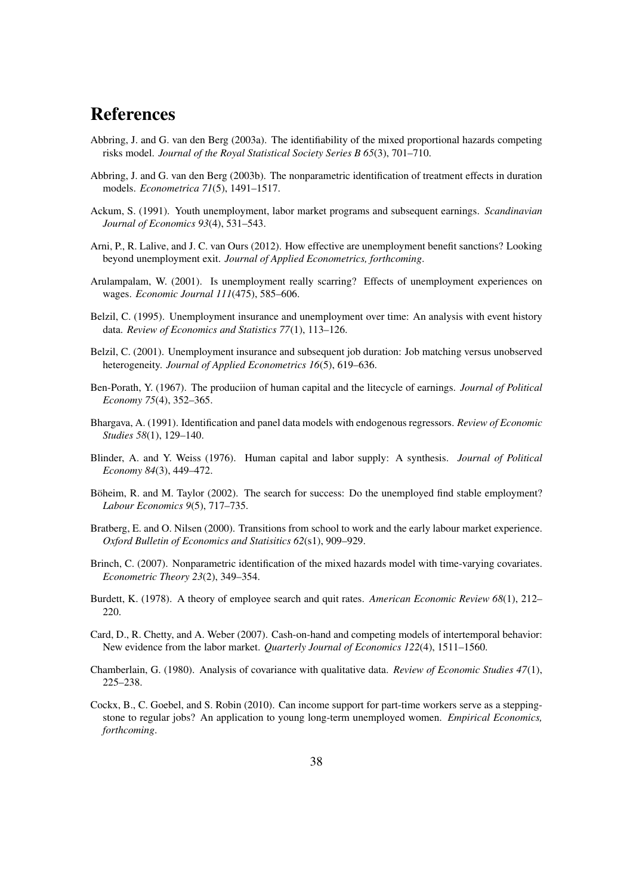# References

Abbring, J. and G. van den Berg (2003a). The identifiability of the mixed proportional hazards competing risks model. *Journal of the Royal Statistical Society Series B 65*(3), 701–710.

Abbring, J. and G. van den Berg (2003b). The nonparametric identification of treatment effects in duration models. *Econometrica 71*(5), 1491–1517.

Ackum, S. (1991). Youth unemployment, labor market programs and subsequent earnings. *Scandinavian Journal of Economics 93*(4), 531–543.

Arni, P., R. Lalive, and J. C. van Ours (2012). How effective are unemployment benefit sanctions? Looking beyond unemployment exit. *Journal of Applied Econometrics, forthcoming*.

Arulampalam, W. (2001). Is unemployment really scarring? Effects of unemployment experiences on wages. *Economic Journal 111*(475), 585–606.

Belzil, C. (1995). Unemployment insurance and unemployment over time: An analysis with event history data. *Review of Economics and Statistics 77*(1), 113–126.

Belzil, C. (2001). Unemployment insurance and subsequent job duration: Job matching versus unobserved heterogeneity. *Journal of Applied Econometrics 16*(5), 619–636.

Ben-Porath, Y. (1967). The produciion of human capital and the litecycle of earnings. *Journal of Political Economy 75*(4), 352–365.

Bhargava, A. (1991). Identification and panel data models with endogenous regressors. *Review of Economic Studies 58*(1), 129–140.

Blinder, A. and Y. Weiss (1976). Human capital and labor supply: A synthesis. *Journal of Political Economy 84*(3), 449–472.

Böheim, R. and M. Taylor (2002). The search for success: Do the unemployed find stable employment? *Labour Economics 9*(5), 717–735.

Bratberg, E. and O. Nilsen (2000). Transitions from school to work and the early labour market experience. *Oxford Bulletin of Economics and Statisitics 62*(s1), 909–929.

Brinch, C. (2007). Nonparametric identification of the mixed hazards model with time-varying covariates. *Econometric Theory 23*(2), 349–354.

Burdett, K. (1978). A theory of employee search and quit rates. *American Economic Review 68*(1), 212–220.

Card, D., R. Chetty, and A. Weber (2007). Cash-on-hand and competing models of intertemporal behavior: New evidence from the labor market. *Quarterly Journal of Economics 122*(4), 1511–1560.

Chamberlain, G. (1980). Analysis of covariance with qualitative data. *Review of Economic Studies 47*(1), 225–238.

Cockx, B., C. Goebel, and S. Robin (2010). Can income support for part-time workers serve as a stepping-stone to regular jobs? An application to young long-term unemployed women. *Empirical Economics, forthcoming*.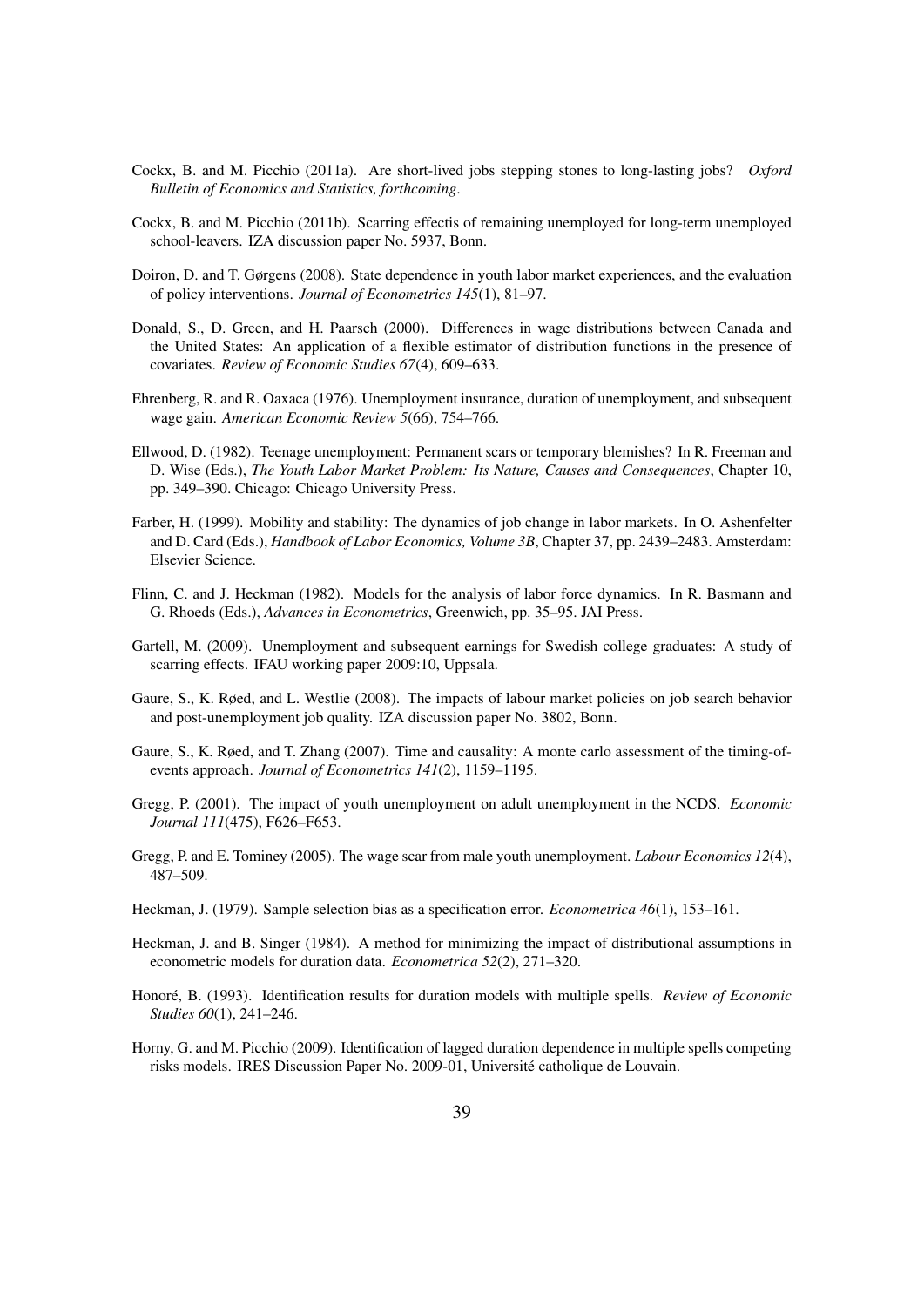Cockx, B. and M. Picchio (2011a). Are short-lived jobs stepping stones to long-lasting jobs? *Oxford Bulletin of Economics and Statistics, forthcoming*.

Cockx, B. and M. Picchio (2011b). Scarring effectis of remaining unemployed for long-term unemployed school-leavers. IZA discussion paper No. 5937, Bonn.

Doiron, D. and T. Gørgens (2008). State dependence in youth labor market experiences, and the evaluation of policy interventions. *Journal of Econometrics 145*(1), 81–97.

Donald, S., D. Green, and H. Paarsch (2000). Differences in wage distributions between Canada and the United States: An application of a flexible estimator of distribution functions in the presence of covariates. *Review of Economic Studies 67*(4), 609–633.

Ehrenberg, R. and R. Oaxaca (1976). Unemployment insurance, duration of unemployment, and subsequent wage gain. *American Economic Review 5*(66), 754–766.

Ellwood, D. (1982). Teenage unemployment: Permanent scars or temporary blemishes? In R. Freeman and D. Wise (Eds.), *The Youth Labor Market Problem: Its Nature, Causes and Consequences*, Chapter 10, pp. 349–390. Chicago: Chicago University Press.

Farber, H. (1999). Mobility and stability: The dynamics of job change in labor markets. In O. Ashenfelter and D. Card (Eds.), *Handbook of Labor Economics, Volume 3B*, Chapter 37, pp. 2439–2483. Amsterdam: Elsevier Science.

Flinn, C. and J. Heckman (1982). Models for the analysis of labor force dynamics. In R. Basmann and G. Rhoeds (Eds.), *Advances in Econometrics*, Greenwich, pp. 35–95. JAI Press.

Gartell, M. (2009). Unemployment and subsequent earnings for Swedish college graduates: A study of scarring effects. IFAU working paper 2009:10, Uppsala.

Gaure, S., K. Røed, and L. Westlie (2008). The impacts of labour market policies on job search behavior and post-unemployment job quality. IZA discussion paper No. 3802, Bonn.

Gaure, S., K. Røed, and T. Zhang (2007). Time and causality: A monte carlo assessment of the timing-of-events approach. *Journal of Econometrics 141*(2), 1159–1195.

Gregg, P. (2001). The impact of youth unemployment on adult unemployment in the NCDS. *Economic Journal 111*(475), F626–F653.

Gregg, P. and E. Tominey (2005). The wage scar from male youth unemployment. *Labour Economics 12*(4), 487–509.

Heckman, J. (1979). Sample selection bias as a specification error. *Econometrica 46*(1), 153–161.

Heckman, J. and B. Singer (1984). A method for minimizing the impact of distributional assumptions in econometric models for duration data. *Econometrica 52*(2), 271–320.

Honoré, B. (1993). Identification results for duration models with multiple spells. *Review of Economic Studies 60*(1), 241–246.

Horny, G. and M. Picchio (2009). Identification of lagged duration dependence in multiple spells competing risks models. IRES Discussion Paper No. 2009-01, Université catholique de Louvain.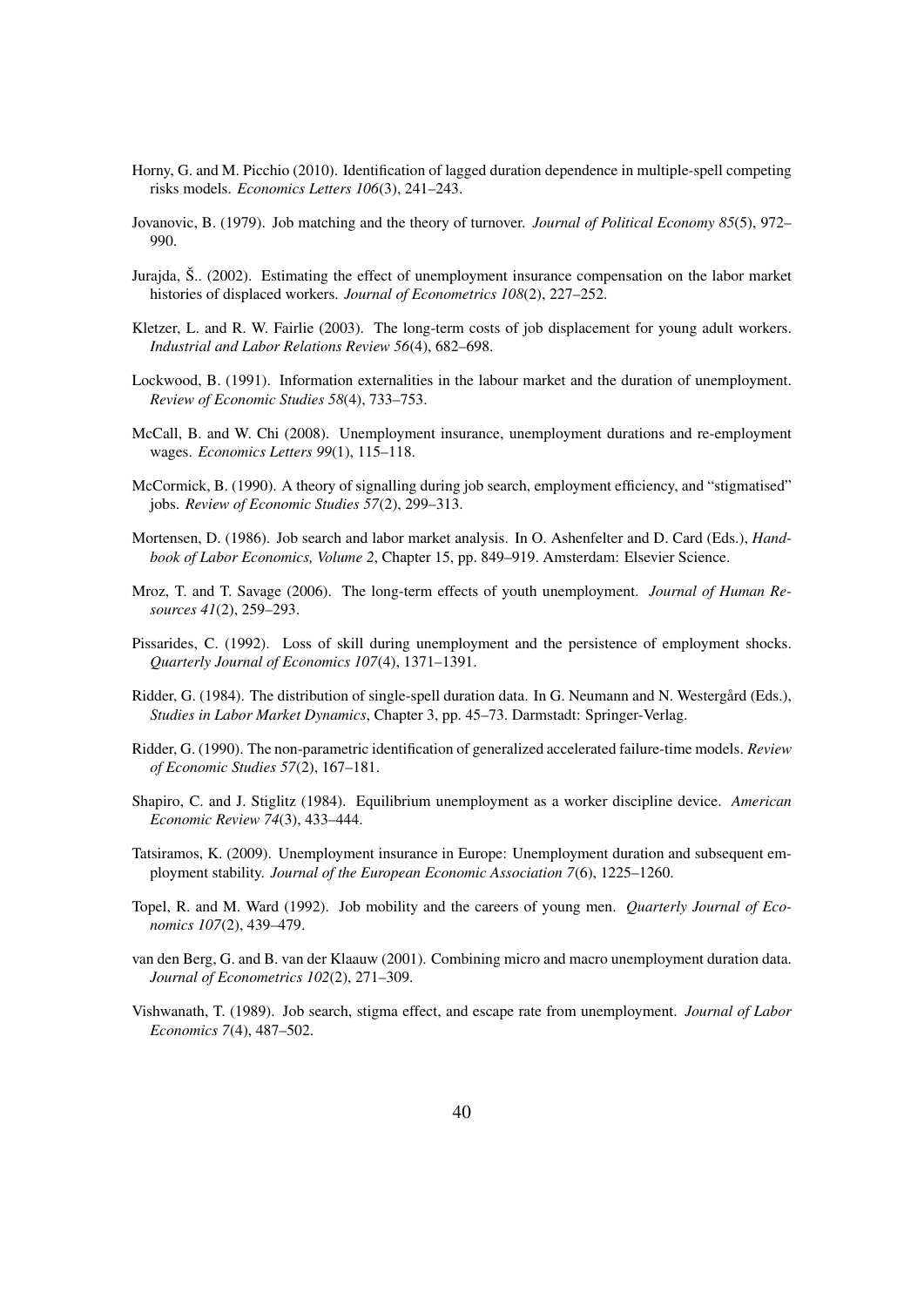Horny, G. and M. Picchio (2010). Identification of lagged duration dependence in multiple-spell competing risks models. *Economics Letters 106*(3), 241–243.

Jovanovic, B. (1979). Job matching and the theory of turnover. *Journal of Political Economy 85*(5), 972–990.

Jurajda, Š.. (2002). Estimating the effect of unemployment insurance compensation on the labor market histories of displaced workers. *Journal of Econometrics 108*(2), 227–252.

Kletzer, L. and R. W. Fairlie (2003). The long-term costs of job displacement for young adult workers. *Industrial and Labor Relations Review 56*(4), 682–698.

Lockwood, B. (1991). Information externalities in the labour market and the duration of unemployment. *Review of Economic Studies 58*(4), 733–753.

McCall, B. and W. Chi (2008). Unemployment insurance, unemployment durations and re-employment wages. *Economics Letters 99*(1), 115–118.

McCormick, B. (1990). A theory of signalling during job search, employment efficiency, and "stigmatised" jobs. *Review of Economic Studies 57*(2), 299–313.

Mortensen, D. (1986). Job search and labor market analysis. In O. Ashenfelter and D. Card (Eds.), *Handbook of Labor Economics, Volume 2*, Chapter 15, pp. 849–919. Amsterdam: Elsevier Science.

Mroz, T. and T. Savage (2006). The long-term effects of youth unemployment. *Journal of Human Resources 41*(2), 259–293.

Pissarides, C. (1992). Loss of skill during unemployment and the persistence of employment shocks. *Quarterly Journal of Economics 107*(4), 1371–1391.

Ridder, G. (1984). The distribution of single-spell duration data. In G. Neumann and N. Westergård (Eds.), *Studies in Labor Market Dynamics*, Chapter 3, pp. 45–73. Darmstadt: Springer-Verlag.

Ridder, G. (1990). The non-parametric identification of generalized accelerated failure-time models. *Review of Economic Studies 57*(2), 167–181.

Shapiro, C. and J. Stiglitz (1984). Equilibrium unemployment as a worker discipline device. *American Economic Review 74*(3), 433–444.

Tatsiramos, K. (2009). Unemployment insurance in Europe: Unemployment duration and subsequent employment stability. *Journal of the European Economic Association 7*(6), 1225–1260.

Topel, R. and M. Ward (1992). Job mobility and the careers of young men. *Quarterly Journal of Economics 107*(2), 439–479.

van den Berg, G. and B. van der Klaauw (2001). Combining micro and macro unemployment duration data. *Journal of Econometrics 102*(2), 271–309.

Vishwanath, T. (1989). Job search, stigma effect, and escape rate from unemployment. *Journal of Labor Economics 7*(4), 487–502.